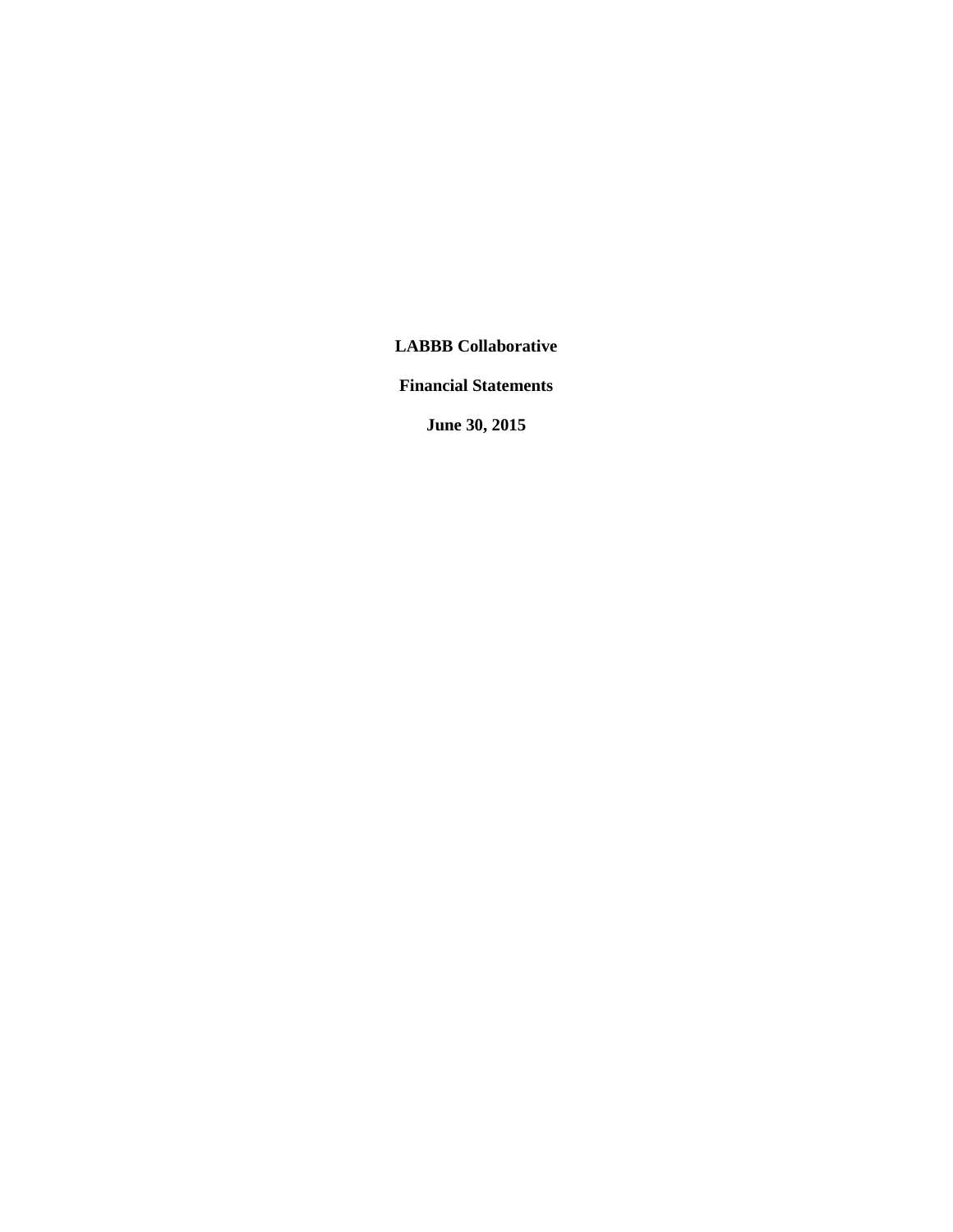# LABBB Collaborative

## Financial Statements

## June 30, 2015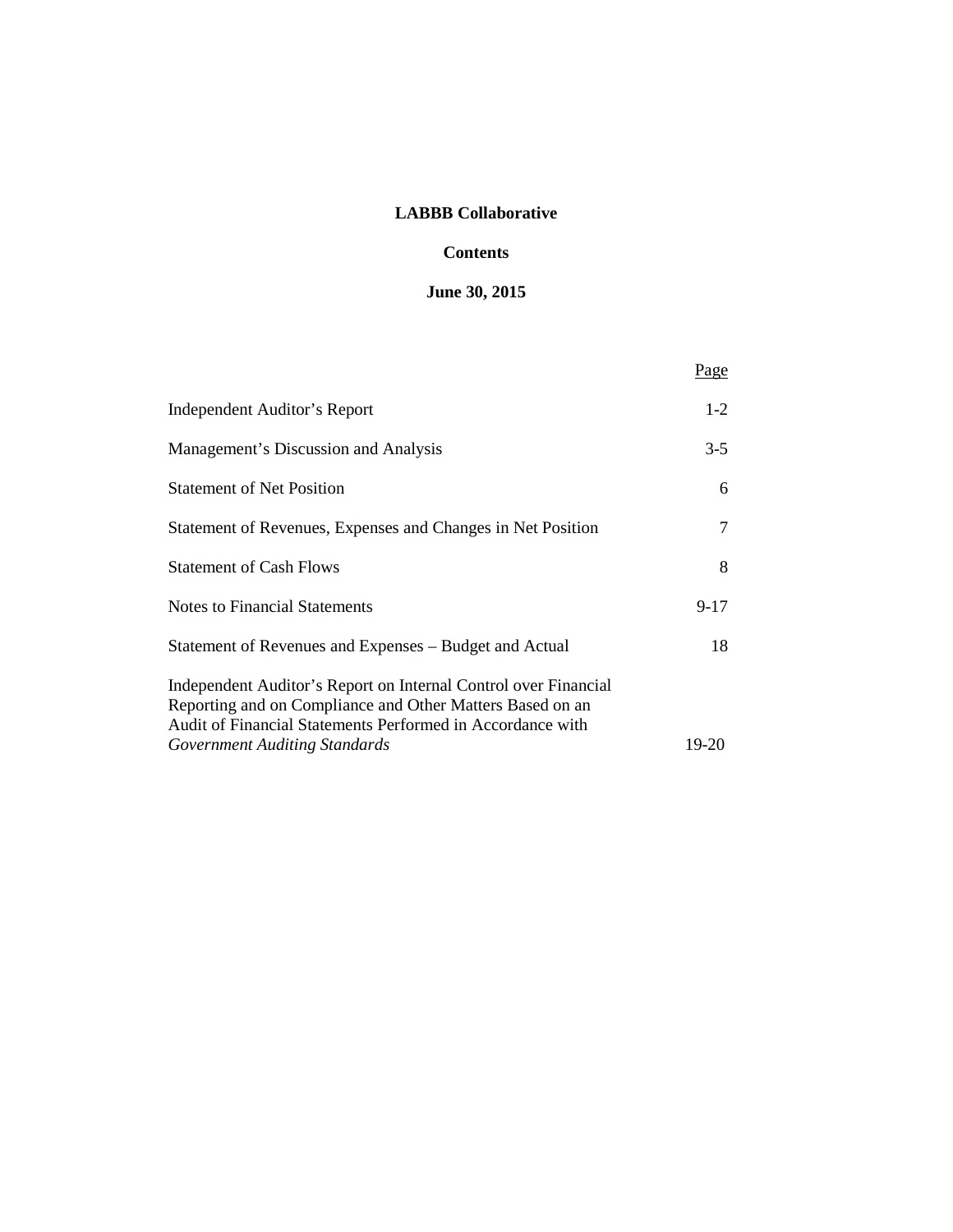**LABBB Collaborative**

**Contents**

**June 30, 2015**

| | Page |
|---|---|
| Independent Auditor's Report | 1-2 |
| Management's Discussion and Analysis | 3-5 |
| Statement of Net Position | 6 |
| Statement of Revenues, Expenses and Changes in Net Position | 7 |
| Statement of Cash Flows | 8 |
| Notes to Financial Statements | 9-17 |
| Statement of Revenues and Expenses – Budget and Actual | 18 |
| Independent Auditor's Report on Internal Control over Financial Reporting and on Compliance and Other Matters Based on an Audit of Financial Statements Performed in Accordance with *Government Auditing Standards* | 19-20 |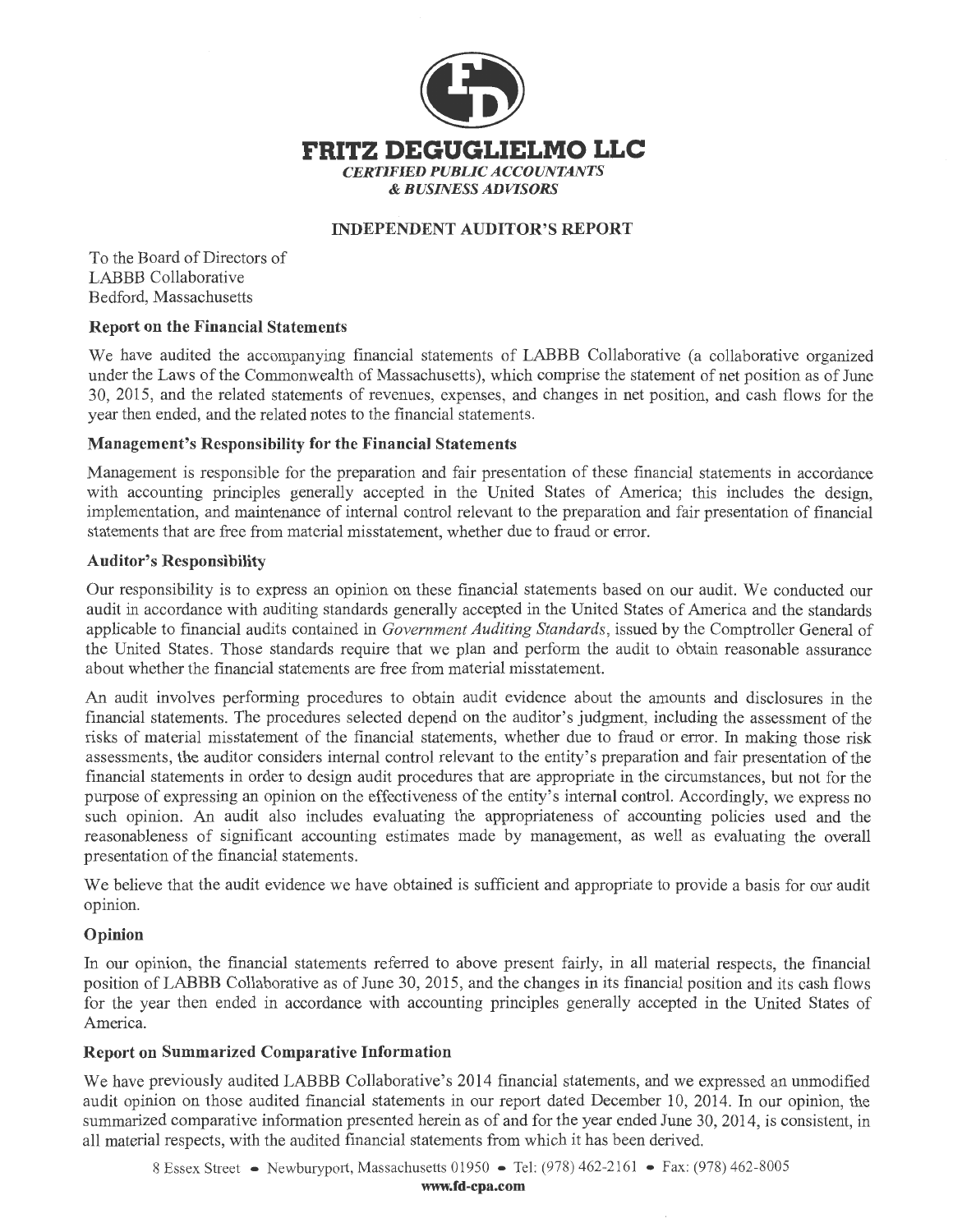# FRITZ DEGUGLIELMO LLC

*CERTIFIED PUBLIC ACCOUNTANTS*
*& BUSINESS ADVISORS*

## INDEPENDENT AUDITOR'S REPORT

To the Board of Directors of
LABBB Collaborative
Bedford, Massachusetts

### Report on the Financial Statements

We have audited the accompanying financial statements of LABBB Collaborative (a collaborative organized under the Laws of the Commonwealth of Massachusetts), which comprise the statement of net position as of June 30, 2015, and the related statements of revenues, expenses, and changes in net position, and cash flows for the year then ended, and the related notes to the financial statements.

### Management's Responsibility for the Financial Statements

Management is responsible for the preparation and fair presentation of these financial statements in accordance with accounting principles generally accepted in the United States of America; this includes the design, implementation, and maintenance of internal control relevant to the preparation and fair presentation of financial statements that are free from material misstatement, whether due to fraud or error.

### Auditor's Responsibility

Our responsibility is to express an opinion on these financial statements based on our audit. We conducted our audit in accordance with auditing standards generally accepted in the United States of America and the standards applicable to financial audits contained in *Government Auditing Standards*, issued by the Comptroller General of the United States. Those standards require that we plan and perform the audit to obtain reasonable assurance about whether the financial statements are free from material misstatement.

An audit involves performing procedures to obtain audit evidence about the amounts and disclosures in the financial statements. The procedures selected depend on the auditor's judgment, including the assessment of the risks of material misstatement of the financial statements, whether due to fraud or error. In making those risk assessments, the auditor considers internal control relevant to the entity's preparation and fair presentation of the financial statements in order to design audit procedures that are appropriate in the circumstances, but not for the purpose of expressing an opinion on the effectiveness of the entity's internal control. Accordingly, we express no such opinion. An audit also includes evaluating the appropriateness of accounting policies used and the reasonableness of significant accounting estimates made by management, as well as evaluating the overall presentation of the financial statements.

We believe that the audit evidence we have obtained is sufficient and appropriate to provide a basis for our audit opinion.

### Opinion

In our opinion, the financial statements referred to above present fairly, in all material respects, the financial position of LABBB Collaborative as of June 30, 2015, and the changes in its financial position and its cash flows for the year then ended in accordance with accounting principles generally accepted in the United States of America.

### Report on Summarized Comparative Information

We have previously audited LABBB Collaborative's 2014 financial statements, and we expressed an unmodified audit opinion on those audited financial statements in our report dated December 10, 2014. In our opinion, the summarized comparative information presented herein as of and for the year ended June 30, 2014, is consistent, in all material respects, with the audited financial statements from which it has been derived.

8 Essex Street • Newburyport, Massachusetts 01950 • Tel: (978) 462-2161 • Fax: (978) 462-8005
**www.fd-cpa.com**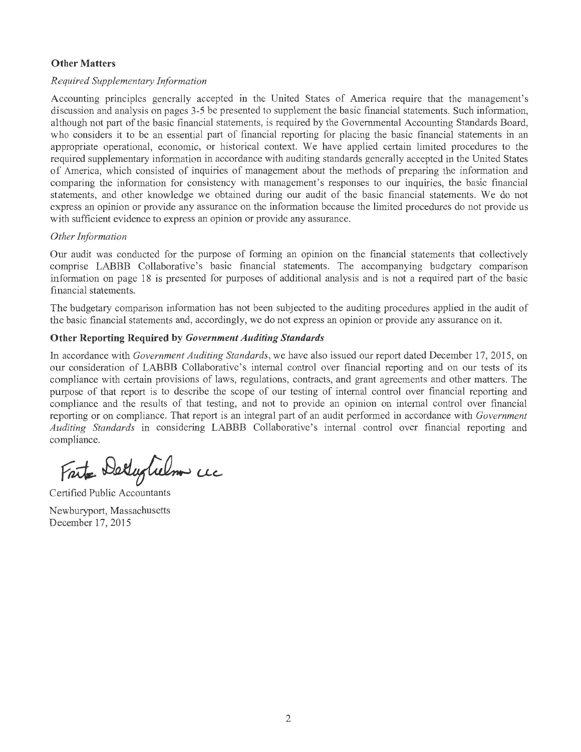### Other Matters

*Required Supplementary Information*

Accounting principles generally accepted in the United States of America require that the management's discussion and analysis on pages 3-5 be presented to supplement the basic financial statements. Such information, although not part of the basic financial statements, is required by the Governmental Accounting Standards Board, who considers it to be an essential part of financial reporting for placing the basic financial statements in an appropriate operational, economic, or historical context. We have applied certain limited procedures to the required supplementary information in accordance with auditing standards generally accepted in the United States of America, which consisted of inquiries of management about the methods of preparing the information and comparing the information for consistency with management's responses to our inquiries, the basic financial statements, and other knowledge we obtained during our audit of the basic financial statements. We do not express an opinion or provide any assurance on the information because the limited procedures do not provide us with sufficient evidence to express an opinion or provide any assurance.

*Other Information*

Our audit was conducted for the purpose of forming an opinion on the financial statements that collectively comprise LABBB Collaborative's basic financial statements. The accompanying budgetary comparison information on page 18 is presented for purposes of additional analysis and is not a required part of the basic financial statements.

The budgetary comparison information has not been subjected to the auditing procedures applied in the audit of the basic financial statements and, accordingly, we do not express an opinion or provide any assurance on it.

### Other Reporting Required by *Government Auditing Standards*

In accordance with *Government Auditing Standards*, we have also issued our report dated December 17, 2015, on our consideration of LABBB Collaborative's internal control over financial reporting and on our tests of its compliance with certain provisions of laws, regulations, contracts, and grant agreements and other matters. The purpose of that report is to describe the scope of our testing of internal control over financial reporting and compliance and the results of that testing, and not to provide an opinion on internal control over financial reporting or on compliance. That report is an integral part of an audit performed in accordance with *Government Auditing Standards* in considering LABBB Collaborative's internal control over financial reporting and compliance.

Fritz DeGuglielmo LLC

Certified Public Accountants

Newburyport, Massachusetts
December 17, 2015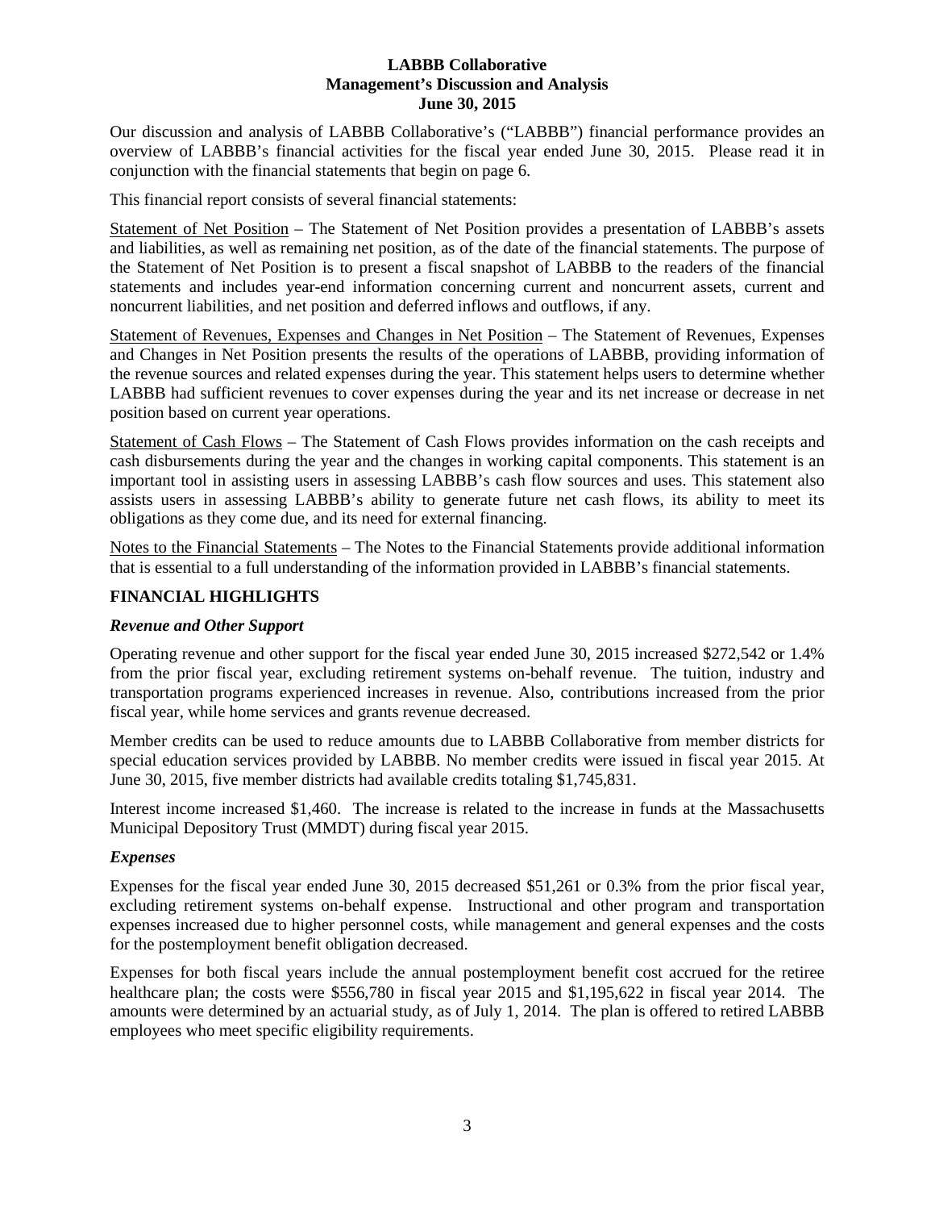# LABBB Collaborative
## Management's Discussion and Analysis
### June 30, 2015

Our discussion and analysis of LABBB Collaborative's ("LABBB") financial performance provides an overview of LABBB's financial activities for the fiscal year ended June 30, 2015. Please read it in conjunction with the financial statements that begin on page 6.

This financial report consists of several financial statements:

Statement of Net Position – The Statement of Net Position provides a presentation of LABBB's assets and liabilities, as well as remaining net position, as of the date of the financial statements. The purpose of the Statement of Net Position is to present a fiscal snapshot of LABBB to the readers of the financial statements and includes year-end information concerning current and noncurrent assets, current and noncurrent liabilities, and net position and deferred inflows and outflows, if any.

Statement of Revenues, Expenses and Changes in Net Position – The Statement of Revenues, Expenses and Changes in Net Position presents the results of the operations of LABBB, providing information of the revenue sources and related expenses during the year. This statement helps users to determine whether LABBB had sufficient revenues to cover expenses during the year and its net increase or decrease in net position based on current year operations.

Statement of Cash Flows – The Statement of Cash Flows provides information on the cash receipts and cash disbursements during the year and the changes in working capital components. This statement is an important tool in assisting users in assessing LABBB's cash flow sources and uses. This statement also assists users in assessing LABBB's ability to generate future net cash flows, its ability to meet its obligations as they come due, and its need for external financing.

Notes to the Financial Statements – The Notes to the Financial Statements provide additional information that is essential to a full understanding of the information provided in LABBB's financial statements.

## FINANCIAL HIGHLIGHTS

### *Revenue and Other Support*

Operating revenue and other support for the fiscal year ended June 30, 2015 increased $272,542 or 1.4% from the prior fiscal year, excluding retirement systems on-behalf revenue. The tuition, industry and transportation programs experienced increases in revenue. Also, contributions increased from the prior fiscal year, while home services and grants revenue decreased.

Member credits can be used to reduce amounts due to LABBB Collaborative from member districts for special education services provided by LABBB. No member credits were issued in fiscal year 2015. At June 30, 2015, five member districts had available credits totaling $1,745,831.

Interest income increased $1,460. The increase is related to the increase in funds at the Massachusetts Municipal Depository Trust (MMDT) during fiscal year 2015.

### *Expenses*

Expenses for the fiscal year ended June 30, 2015 decreased $51,261 or 0.3% from the prior fiscal year, excluding retirement systems on-behalf expense. Instructional and other program and transportation expenses increased due to higher personnel costs, while management and general expenses and the costs for the postemployment benefit obligation decreased.

Expenses for both fiscal years include the annual postemployment benefit cost accrued for the retiree healthcare plan; the costs were $556,780 in fiscal year 2015 and $1,195,622 in fiscal year 2014. The amounts were determined by an actuarial study, as of July 1, 2014. The plan is offered to retired LABBB employees who meet specific eligibility requirements.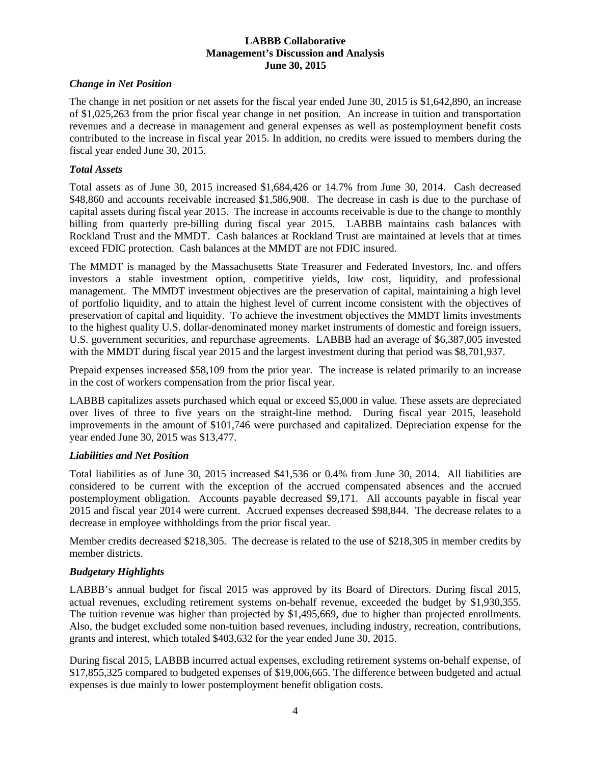### Change in Net Position

The change in net position or net assets for the fiscal year ended June 30, 2015 is $1,642,890, an increase of $1,025,263 from the prior fiscal year change in net position. An increase in tuition and transportation revenues and a decrease in management and general expenses as well as postemployment benefit costs contributed to the increase in fiscal year 2015. In addition, no credits were issued to members during the fiscal year ended June 30, 2015.

### Total Assets

Total assets as of June 30, 2015 increased $1,684,426 or 14.7% from June 30, 2014. Cash decreased $48,860 and accounts receivable increased $1,586,908. The decrease in cash is due to the purchase of capital assets during fiscal year 2015. The increase in accounts receivable is due to the change to monthly billing from quarterly pre-billing during fiscal year 2015. LABBB maintains cash balances with Rockland Trust and the MMDT. Cash balances at Rockland Trust are maintained at levels that at times exceed FDIC protection. Cash balances at the MMDT are not FDIC insured.

The MMDT is managed by the Massachusetts State Treasurer and Federated Investors, Inc. and offers investors a stable investment option, competitive yields, low cost, liquidity, and professional management. The MMDT investment objectives are the preservation of capital, maintaining a high level of portfolio liquidity, and to attain the highest level of current income consistent with the objectives of preservation of capital and liquidity. To achieve the investment objectives the MMDT limits investments to the highest quality U.S. dollar-denominated money market instruments of domestic and foreign issuers, U.S. government securities, and repurchase agreements. LABBB had an average of $6,387,005 invested with the MMDT during fiscal year 2015 and the largest investment during that period was $8,701,937.

Prepaid expenses increased $58,109 from the prior year. The increase is related primarily to an increase in the cost of workers compensation from the prior fiscal year.

LABBB capitalizes assets purchased which equal or exceed $5,000 in value. These assets are depreciated over lives of three to five years on the straight-line method. During fiscal year 2015, leasehold improvements in the amount of $101,746 were purchased and capitalized. Depreciation expense for the year ended June 30, 2015 was $13,477.

### Liabilities and Net Position

Total liabilities as of June 30, 2015 increased $41,536 or 0.4% from June 30, 2014. All liabilities are considered to be current with the exception of the accrued compensated absences and the accrued postemployment obligation. Accounts payable decreased $9,171. All accounts payable in fiscal year 2015 and fiscal year 2014 were current. Accrued expenses decreased $98,844. The decrease relates to a decrease in employee withholdings from the prior fiscal year.

Member credits decreased $218,305. The decrease is related to the use of $218,305 in member credits by member districts.

### Budgetary Highlights

LABBB's annual budget for fiscal 2015 was approved by its Board of Directors. During fiscal 2015, actual revenues, excluding retirement systems on-behalf revenue, exceeded the budget by $1,930,355. The tuition revenue was higher than projected by $1,495,669, due to higher than projected enrollments. Also, the budget excluded some non-tuition based revenues, including industry, recreation, contributions, grants and interest, which totaled $403,632 for the year ended June 30, 2015.

During fiscal 2015, LABBB incurred actual expenses, excluding retirement systems on-behalf expense, of $17,855,325 compared to budgeted expenses of $19,006,665. The difference between budgeted and actual expenses is due mainly to lower postemployment benefit obligation costs.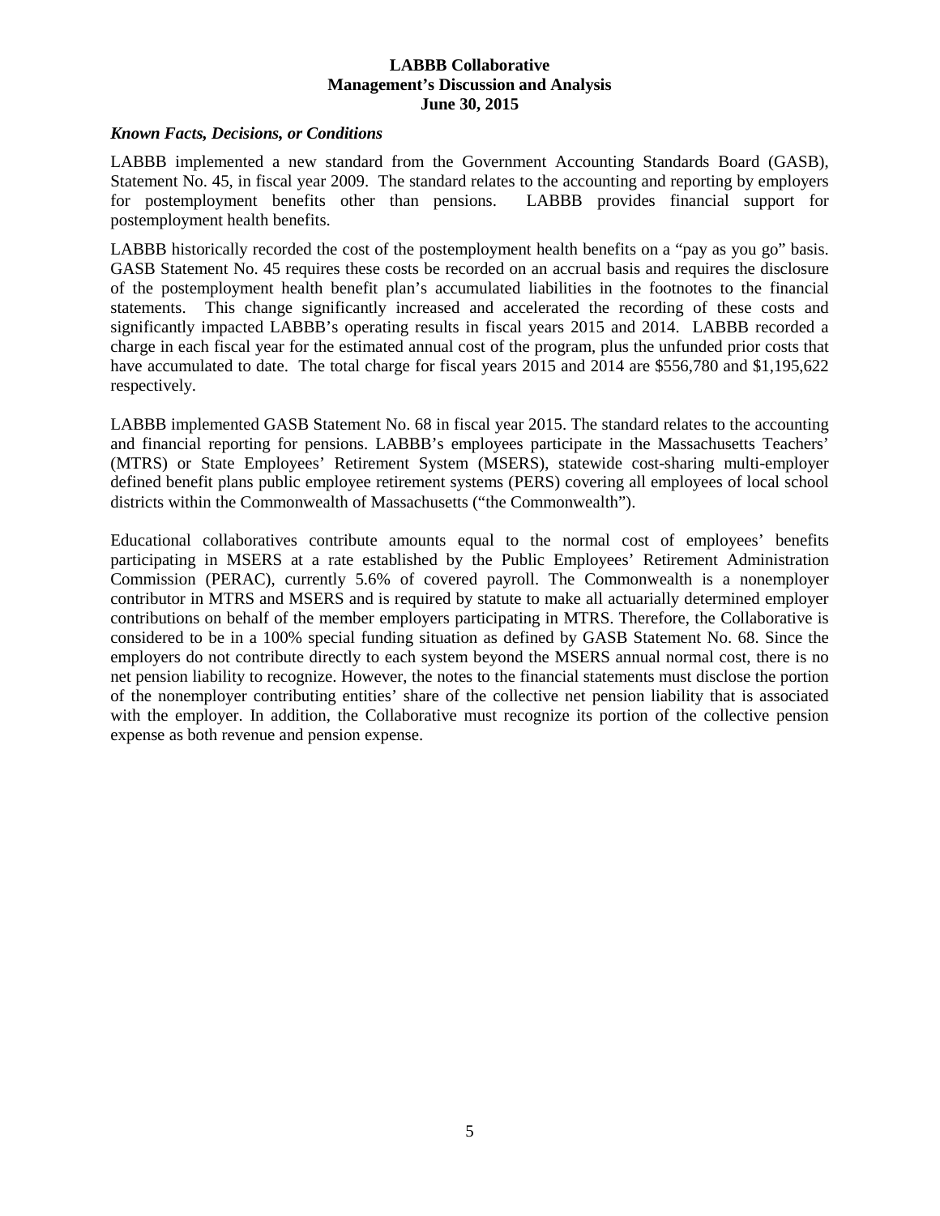***Known Facts, Decisions, or Conditions***

LABBB implemented a new standard from the Government Accounting Standards Board (GASB), Statement No. 45, in fiscal year 2009. The standard relates to the accounting and reporting by employers for postemployment benefits other than pensions. LABBB provides financial support for postemployment health benefits.

LABBB historically recorded the cost of the postemployment health benefits on a "pay as you go" basis. GASB Statement No. 45 requires these costs be recorded on an accrual basis and requires the disclosure of the postemployment health benefit plan's accumulated liabilities in the footnotes to the financial statements. This change significantly increased and accelerated the recording of these costs and significantly impacted LABBB's operating results in fiscal years 2015 and 2014. LABBB recorded a charge in each fiscal year for the estimated annual cost of the program, plus the unfunded prior costs that have accumulated to date. The total charge for fiscal years 2015 and 2014 are $556,780 and $1,195,622 respectively.

LABBB implemented GASB Statement No. 68 in fiscal year 2015. The standard relates to the accounting and financial reporting for pensions. LABBB's employees participate in the Massachusetts Teachers' (MTRS) or State Employees' Retirement System (MSERS), statewide cost-sharing multi-employer defined benefit plans public employee retirement systems (PERS) covering all employees of local school districts within the Commonwealth of Massachusetts ("the Commonwealth").

Educational collaboratives contribute amounts equal to the normal cost of employees' benefits participating in MSERS at a rate established by the Public Employees' Retirement Administration Commission (PERAC), currently 5.6% of covered payroll. The Commonwealth is a nonemployer contributor in MTRS and MSERS and is required by statute to make all actuarially determined employer contributions on behalf of the member employers participating in MTRS. Therefore, the Collaborative is considered to be in a 100% special funding situation as defined by GASB Statement No. 68. Since the employers do not contribute directly to each system beyond the MSERS annual normal cost, there is no net pension liability to recognize. However, the notes to the financial statements must disclose the portion of the nonemployer contributing entities' share of the collective net pension liability that is associated with the employer. In addition, the Collaborative must recognize its portion of the collective pension expense as both revenue and pension expense.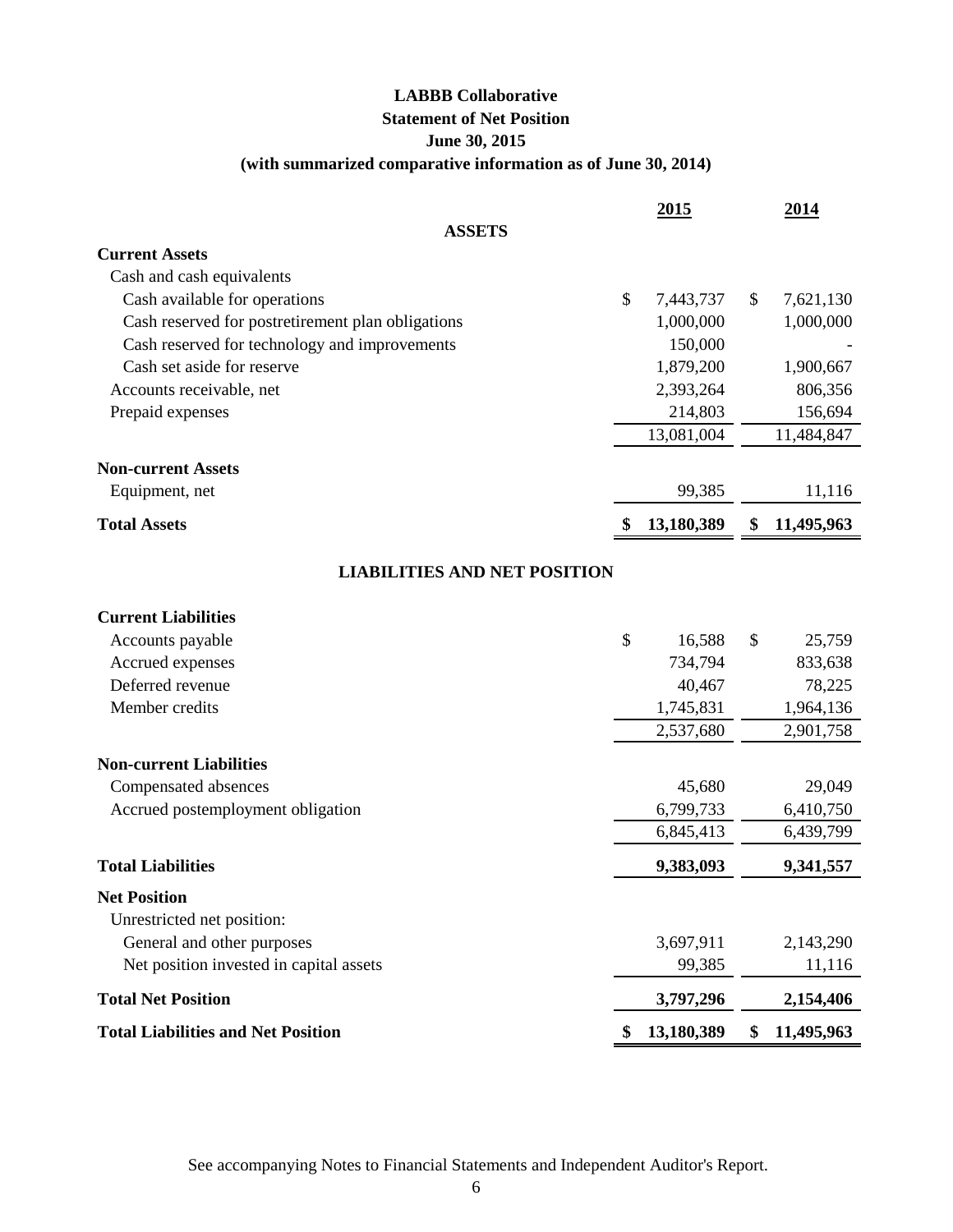# LABBB Collaborative

## Statement of Net Position

### June 30, 2015

### (with summarized comparative information as of June 30, 2014)

| | 2015 | 2014 |
|---|---|---|
| **ASSETS** | | |
| **Current Assets** | | |
| Cash and cash equivalents | | |
| Cash available for operations | $ 7,443,737 | $ 7,621,130 |
| Cash reserved for postretirement plan obligations | 1,000,000 | 1,000,000 |
| Cash reserved for technology and improvements | 150,000 | - |
| Cash set aside for reserve | 1,879,200 | 1,900,667 |
| Accounts receivable, net | 2,393,264 | 806,356 |
| Prepaid expenses | 214,803 | 156,694 |
| | 13,081,004 | 11,484,847 |
| **Non-current Assets** | | |
| Equipment, net | 99,385 | 11,116 |
| **Total Assets** | **$ 13,180,389** | **$ 11,495,963** |
| **LIABILITIES AND NET POSITION** | | |
| **Current Liabilities** | | |
| Accounts payable | $ 16,588 | $ 25,759 |
| Accrued expenses | 734,794 | 833,638 |
| Deferred revenue | 40,467 | 78,225 |
| Member credits | 1,745,831 | 1,964,136 |
| | 2,537,680 | 2,901,758 |
| **Non-current Liabilities** | | |
| Compensated absences | 45,680 | 29,049 |
| Accrued postemployment obligation | 6,799,733 | 6,410,750 |
| | 6,845,413 | 6,439,799 |
| **Total Liabilities** | **9,383,093** | **9,341,557** |
| **Net Position** | | |
| Unrestricted net position: | | |
| General and other purposes | 3,697,911 | 2,143,290 |
| Net position invested in capital assets | 99,385 | 11,116 |
| **Total Net Position** | **3,797,296** | **2,154,406** |
| **Total Liabilities and Net Position** | **$ 13,180,389** | **$ 11,495,963** |

See accompanying Notes to Financial Statements and Independent Auditor's Report.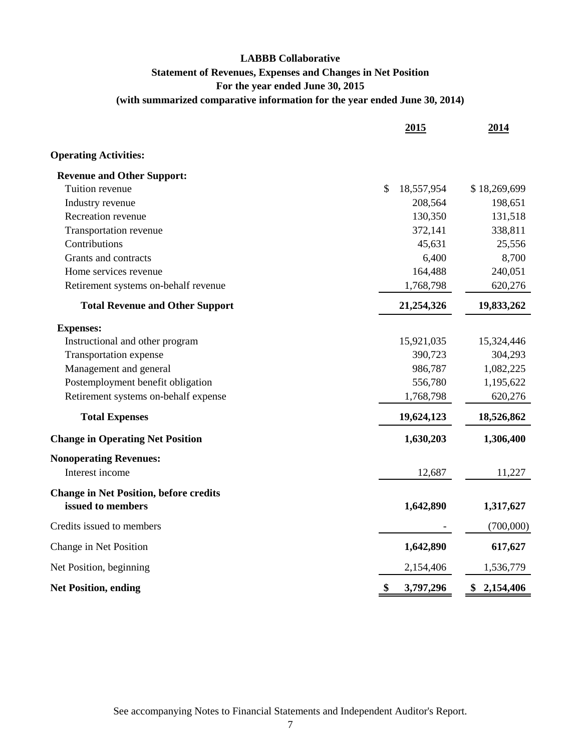# LABBB Collaborative

## Statement of Revenues, Expenses and Changes in Net Position

### For the year ended June 30, 2015

### (with summarized comparative information for the year ended June 30, 2014)

| | 2015 | 2014 |
|---|---|---|
| **Operating Activities:** | | |
| **Revenue and Other Support:** | | |
| Tuition revenue | $ 18,557,954 | $ 18,269,699 |
| Industry revenue | 208,564 | 198,651 |
| Recreation revenue | 130,350 | 131,518 |
| Transportation revenue | 372,141 | 338,811 |
| Contributions | 45,631 | 25,556 |
| Grants and contracts | 6,400 | 8,700 |
| Home services revenue | 164,488 | 240,051 |
| Retirement systems on-behalf revenue | 1,768,798 | 620,276 |
| **Total Revenue and Other Support** | **21,254,326** | **19,833,262** |
| **Expenses:** | | |
| Instructional and other program | 15,921,035 | 15,324,446 |
| Transportation expense | 390,723 | 304,293 |
| Management and general | 986,787 | 1,082,225 |
| Postemployment benefit obligation | 556,780 | 1,195,622 |
| Retirement systems on-behalf expense | 1,768,798 | 620,276 |
| **Total Expenses** | **19,624,123** | **18,526,862** |
| **Change in Operating Net Position** | **1,630,203** | **1,306,400** |
| **Nonoperating Revenues:** | | |
| Interest income | 12,687 | 11,227 |
| **Change in Net Position, before credits issued to members** | **1,642,890** | **1,317,627** |
| Credits issued to members | - | (700,000) |
| Change in Net Position | **1,642,890** | **617,627** |
| Net Position, beginning | 2,154,406 | 1,536,779 |
| **Net Position, ending** | **$ 3,797,296** | **$ 2,154,406** |

See accompanying Notes to Financial Statements and Independent Auditor's Report.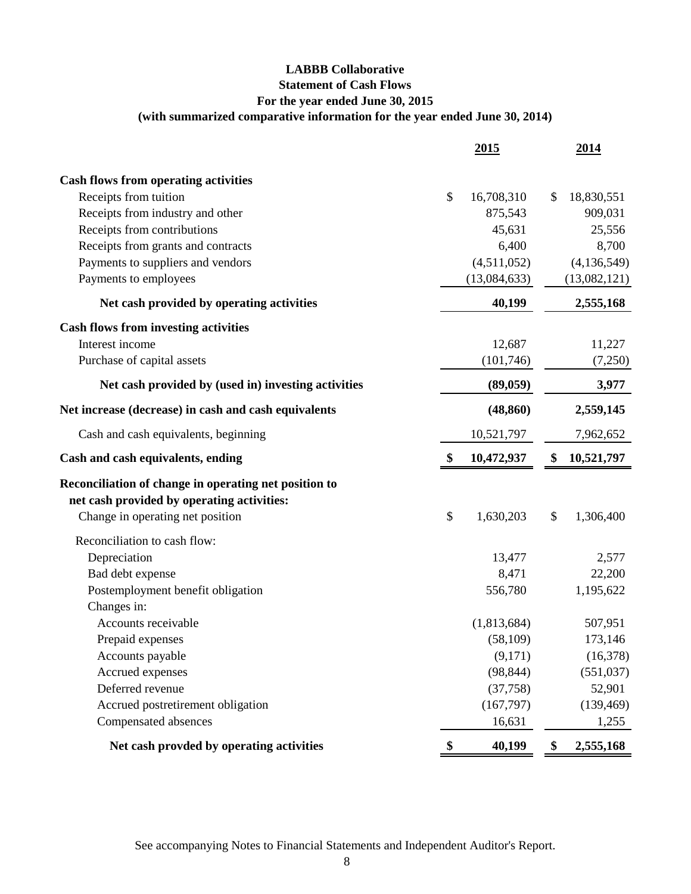**LABBB Collaborative**
**Statement of Cash Flows**
**For the year ended June 30, 2015**
**(with summarized comparative information for the year ended June 30, 2014)**

| | 2015 | 2014 |
|---|---|---|
| **Cash flows from operating activities** | | |
| Receipts from tuition | $ 16,708,310 | $ 18,830,551 |
| Receipts from industry and other | 875,543 | 909,031 |
| Receipts from contributions | 45,631 | 25,556 |
| Receipts from grants and contracts | 6,400 | 8,700 |
| Payments to suppliers and vendors | (4,511,052) | (4,136,549) |
| Payments to employees | (13,084,633) | (13,082,121) |
| **Net cash provided by operating activities** | **40,199** | **2,555,168** |
| **Cash flows from investing activities** | | |
| Interest income | 12,687 | 11,227 |
| Purchase of capital assets | (101,746) | (7,250) |
| **Net cash provided by (used in) investing activities** | **(89,059)** | **3,977** |
| **Net increase (decrease) in cash and cash equivalents** | **(48,860)** | **2,559,145** |
| Cash and cash equivalents, beginning | 10,521,797 | 7,962,652 |
| **Cash and cash equivalents, ending** | **$ 10,472,937** | **$ 10,521,797** |
| **Reconciliation of change in operating net position to net cash provided by operating activities:** | | |
| Change in operating net position | $ 1,630,203 | $ 1,306,400 |
| Reconciliation to cash flow: | | |
| Depreciation | 13,477 | 2,577 |
| Bad debt expense | 8,471 | 22,200 |
| Postemployment benefit obligation | 556,780 | 1,195,622 |
| Changes in: | | |
| Accounts receivable | (1,813,684) | 507,951 |
| Prepaid expenses | (58,109) | 173,146 |
| Accounts payable | (9,171) | (16,378) |
| Accrued expenses | (98,844) | (551,037) |
| Deferred revenue | (37,758) | 52,901 |
| Accrued postretirement obligation | (167,797) | (139,469) |
| Compensated absences | 16,631 | 1,255 |
| **Net cash provded by operating activities** | **$ 40,199** | **$ 2,555,168** |

See accompanying Notes to Financial Statements and Independent Auditor's Report.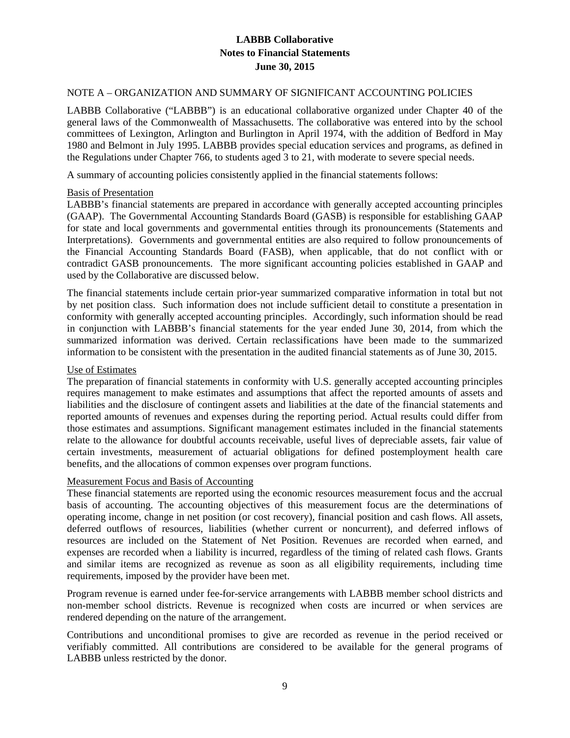# LABBB Collaborative
## Notes to Financial Statements
## June 30, 2015

NOTE A – ORGANIZATION AND SUMMARY OF SIGNIFICANT ACCOUNTING POLICIES

LABBB Collaborative ("LABBB") is an educational collaborative organized under Chapter 40 of the general laws of the Commonwealth of Massachusetts. The collaborative was entered into by the school committees of Lexington, Arlington and Burlington in April 1974, with the addition of Bedford in May 1980 and Belmont in July 1995. LABBB provides special education services and programs, as defined in the Regulations under Chapter 766, to students aged 3 to 21, with moderate to severe special needs.

A summary of accounting policies consistently applied in the financial statements follows:

Basis of Presentation

LABBB's financial statements are prepared in accordance with generally accepted accounting principles (GAAP). The Governmental Accounting Standards Board (GASB) is responsible for establishing GAAP for state and local governments and governmental entities through its pronouncements (Statements and Interpretations). Governments and governmental entities are also required to follow pronouncements of the Financial Accounting Standards Board (FASB), when applicable, that do not conflict with or contradict GASB pronouncements. The more significant accounting policies established in GAAP and used by the Collaborative are discussed below.

The financial statements include certain prior-year summarized comparative information in total but not by net position class. Such information does not include sufficient detail to constitute a presentation in conformity with generally accepted accounting principles. Accordingly, such information should be read in conjunction with LABBB's financial statements for the year ended June 30, 2014, from which the summarized information was derived. Certain reclassifications have been made to the summarized information to be consistent with the presentation in the audited financial statements as of June 30, 2015.

Use of Estimates

The preparation of financial statements in conformity with U.S. generally accepted accounting principles requires management to make estimates and assumptions that affect the reported amounts of assets and liabilities and the disclosure of contingent assets and liabilities at the date of the financial statements and reported amounts of revenues and expenses during the reporting period. Actual results could differ from those estimates and assumptions. Significant management estimates included in the financial statements relate to the allowance for doubtful accounts receivable, useful lives of depreciable assets, fair value of certain investments, measurement of actuarial obligations for defined postemployment health care benefits, and the allocations of common expenses over program functions.

Measurement Focus and Basis of Accounting

These financial statements are reported using the economic resources measurement focus and the accrual basis of accounting. The accounting objectives of this measurement focus are the determinations of operating income, change in net position (or cost recovery), financial position and cash flows. All assets, deferred outflows of resources, liabilities (whether current or noncurrent), and deferred inflows of resources are included on the Statement of Net Position. Revenues are recorded when earned, and expenses are recorded when a liability is incurred, regardless of the timing of related cash flows. Grants and similar items are recognized as revenue as soon as all eligibility requirements, including time requirements, imposed by the provider have been met.

Program revenue is earned under fee-for-service arrangements with LABBB member school districts and non-member school districts. Revenue is recognized when costs are incurred or when services are rendered depending on the nature of the arrangement.

Contributions and unconditional promises to give are recorded as revenue in the period received or verifiably committed. All contributions are considered to be available for the general programs of LABBB unless restricted by the donor.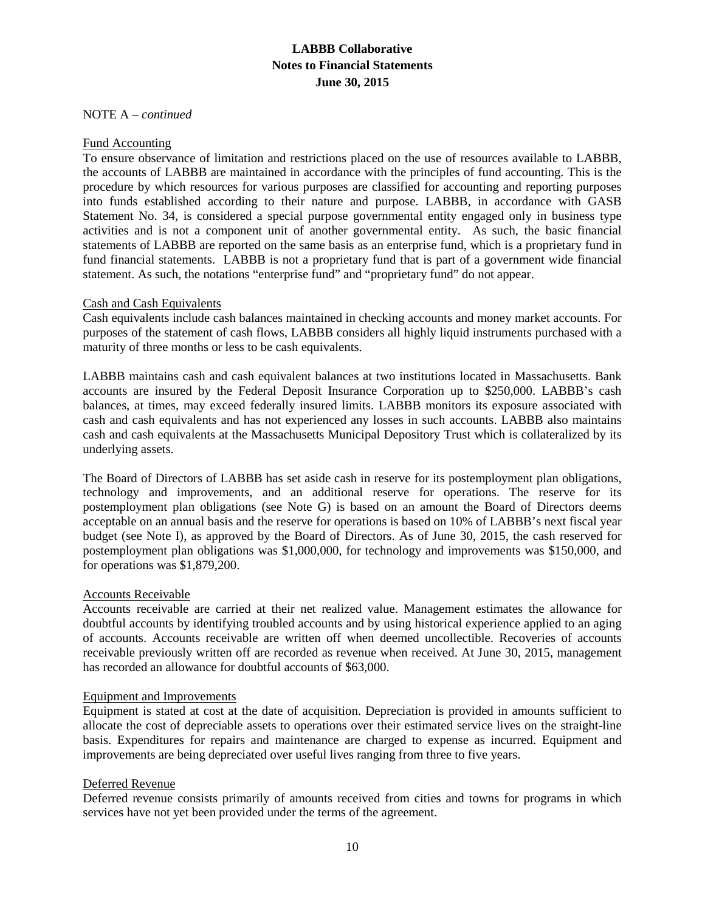# LABBB Collaborative
## Notes to Financial Statements
## June 30, 2015

NOTE A – *continued*

Fund Accounting

To ensure observance of limitation and restrictions placed on the use of resources available to LABBB, the accounts of LABBB are maintained in accordance with the principles of fund accounting. This is the procedure by which resources for various purposes are classified for accounting and reporting purposes into funds established according to their nature and purpose. LABBB, in accordance with GASB Statement No. 34, is considered a special purpose governmental entity engaged only in business type activities and is not a component unit of another governmental entity. As such, the basic financial statements of LABBB are reported on the same basis as an enterprise fund, which is a proprietary fund in fund financial statements. LABBB is not a proprietary fund that is part of a government wide financial statement. As such, the notations "enterprise fund" and "proprietary fund" do not appear.

Cash and Cash Equivalents

Cash equivalents include cash balances maintained in checking accounts and money market accounts. For purposes of the statement of cash flows, LABBB considers all highly liquid instruments purchased with a maturity of three months or less to be cash equivalents.

LABBB maintains cash and cash equivalent balances at two institutions located in Massachusetts. Bank accounts are insured by the Federal Deposit Insurance Corporation up to $250,000. LABBB's cash balances, at times, may exceed federally insured limits. LABBB monitors its exposure associated with cash and cash equivalents and has not experienced any losses in such accounts. LABBB also maintains cash and cash equivalents at the Massachusetts Municipal Depository Trust which is collateralized by its underlying assets.

The Board of Directors of LABBB has set aside cash in reserve for its postemployment plan obligations, technology and improvements, and an additional reserve for operations. The reserve for its postemployment plan obligations (see Note G) is based on an amount the Board of Directors deems acceptable on an annual basis and the reserve for operations is based on 10% of LABBB's next fiscal year budget (see Note I), as approved by the Board of Directors. As of June 30, 2015, the cash reserved for postemployment plan obligations was $1,000,000, for technology and improvements was $150,000, and for operations was $1,879,200.

Accounts Receivable

Accounts receivable are carried at their net realized value. Management estimates the allowance for doubtful accounts by identifying troubled accounts and by using historical experience applied to an aging of accounts. Accounts receivable are written off when deemed uncollectible. Recoveries of accounts receivable previously written off are recorded as revenue when received. At June 30, 2015, management has recorded an allowance for doubtful accounts of $63,000.

Equipment and Improvements

Equipment is stated at cost at the date of acquisition. Depreciation is provided in amounts sufficient to allocate the cost of depreciable assets to operations over their estimated service lives on the straight-line basis. Expenditures for repairs and maintenance are charged to expense as incurred. Equipment and improvements are being depreciated over useful lives ranging from three to five years.

Deferred Revenue

Deferred revenue consists primarily of amounts received from cities and towns for programs in which services have not yet been provided under the terms of the agreement.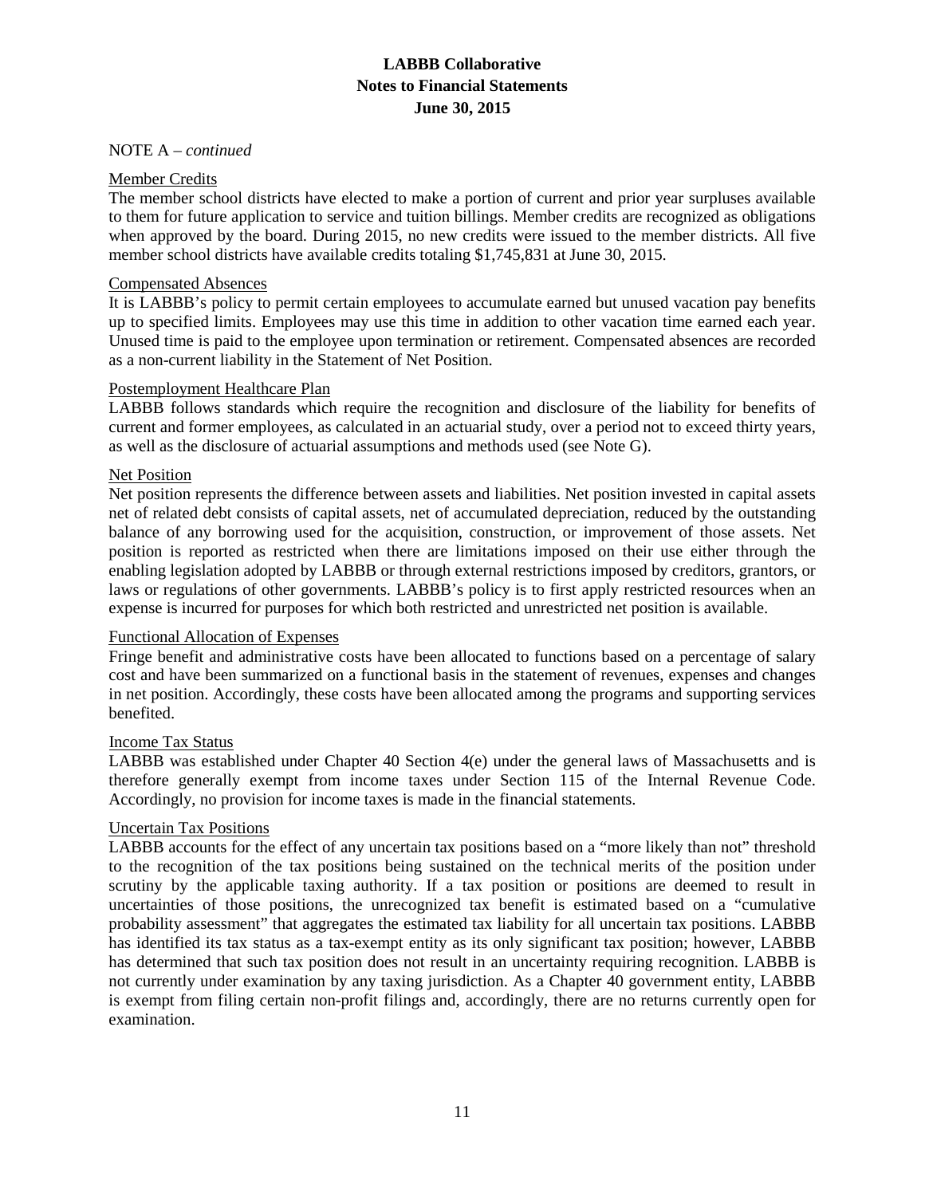# LABBB Collaborative
## Notes to Financial Statements
## June 30, 2015

NOTE A – *continued*

### Member Credits

The member school districts have elected to make a portion of current and prior year surpluses available to them for future application to service and tuition billings. Member credits are recognized as obligations when approved by the board. During 2015, no new credits were issued to the member districts. All five member school districts have available credits totaling $1,745,831 at June 30, 2015.

### Compensated Absences

It is LABBB's policy to permit certain employees to accumulate earned but unused vacation pay benefits up to specified limits. Employees may use this time in addition to other vacation time earned each year. Unused time is paid to the employee upon termination or retirement. Compensated absences are recorded as a non-current liability in the Statement of Net Position.

### Postemployment Healthcare Plan

LABBB follows standards which require the recognition and disclosure of the liability for benefits of current and former employees, as calculated in an actuarial study, over a period not to exceed thirty years, as well as the disclosure of actuarial assumptions and methods used (see Note G).

### Net Position

Net position represents the difference between assets and liabilities. Net position invested in capital assets net of related debt consists of capital assets, net of accumulated depreciation, reduced by the outstanding balance of any borrowing used for the acquisition, construction, or improvement of those assets. Net position is reported as restricted when there are limitations imposed on their use either through the enabling legislation adopted by LABBB or through external restrictions imposed by creditors, grantors, or laws or regulations of other governments. LABBB's policy is to first apply restricted resources when an expense is incurred for purposes for which both restricted and unrestricted net position is available.

### Functional Allocation of Expenses

Fringe benefit and administrative costs have been allocated to functions based on a percentage of salary cost and have been summarized on a functional basis in the statement of revenues, expenses and changes in net position. Accordingly, these costs have been allocated among the programs and supporting services benefited.

### Income Tax Status

LABBB was established under Chapter 40 Section 4(e) under the general laws of Massachusetts and is therefore generally exempt from income taxes under Section 115 of the Internal Revenue Code. Accordingly, no provision for income taxes is made in the financial statements.

### Uncertain Tax Positions

LABBB accounts for the effect of any uncertain tax positions based on a "more likely than not" threshold to the recognition of the tax positions being sustained on the technical merits of the position under scrutiny by the applicable taxing authority. If a tax position or positions are deemed to result in uncertainties of those positions, the unrecognized tax benefit is estimated based on a "cumulative probability assessment" that aggregates the estimated tax liability for all uncertain tax positions. LABBB has identified its tax status as a tax-exempt entity as its only significant tax position; however, LABBB has determined that such tax position does not result in an uncertainty requiring recognition. LABBB is not currently under examination by any taxing jurisdiction. As a Chapter 40 government entity, LABBB is exempt from filing certain non-profit filings and, accordingly, there are no returns currently open for examination.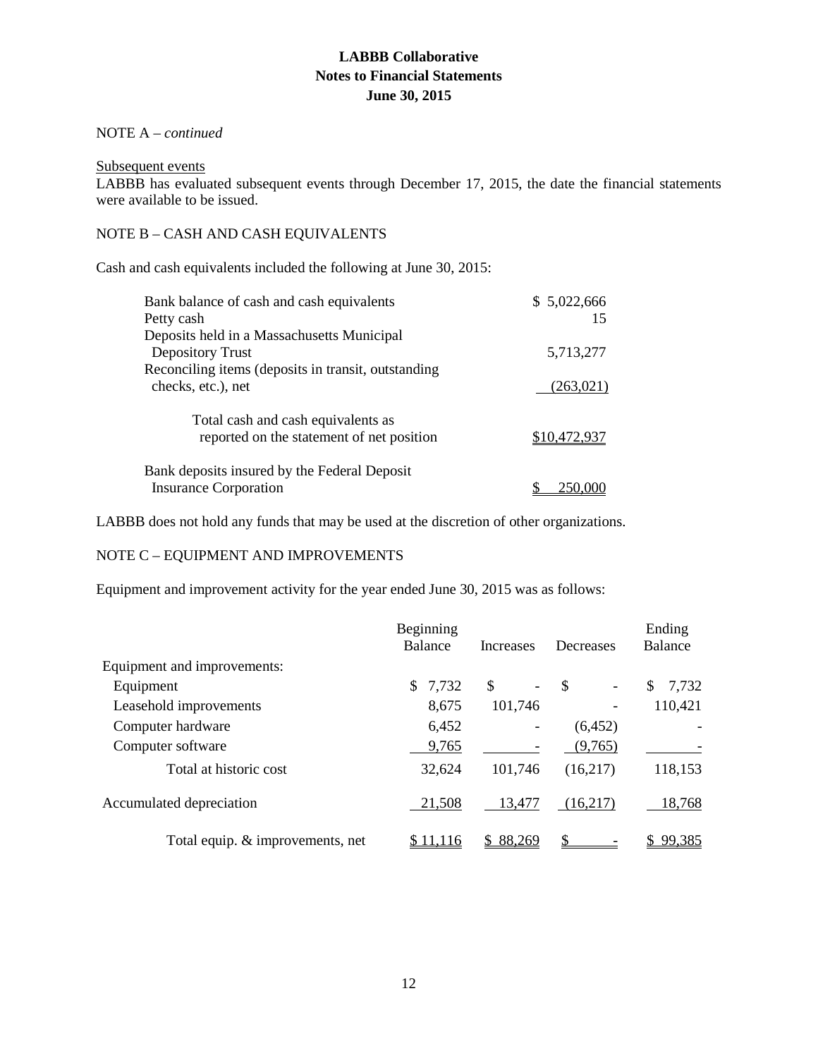# LABBB Collaborative
## Notes to Financial Statements
## June 30, 2015

NOTE A – *continued*

Subsequent events

LABBB has evaluated subsequent events through December 17, 2015, the date the financial statements were available to be issued.

NOTE B – CASH AND CASH EQUIVALENTS

Cash and cash equivalents included the following at June 30, 2015:

| | |
|---|---|
| Bank balance of cash and cash equivalents | $ 5,022,666 |
| Petty cash | 15 |
| Deposits held in a Massachusetts Municipal Depository Trust | 5,713,277 |
| Reconciling items (deposits in transit, outstanding checks, etc.), net | (263,021) |
| Total cash and cash equivalents as reported on the statement of net position | $10,472,937 |
| Bank deposits insured by the Federal Deposit Insurance Corporation | $ 250,000 |

LABBB does not hold any funds that may be used at the discretion of other organizations.

NOTE C – EQUIPMENT AND IMPROVEMENTS

Equipment and improvement activity for the year ended June 30, 2015 was as follows:

| | Beginning Balance | Increases | Decreases | Ending Balance |
|---|---|---|---|---|
| Equipment and improvements: | | | | |
| Equipment | $ 7,732 | $ - | $ - | $ 7,732 |
| Leasehold improvements | 8,675 | 101,746 | - | 110,421 |
| Computer hardware | 6,452 | - | (6,452) | - |
| Computer software | 9,765 | - | (9,765) | - |
| Total at historic cost | 32,624 | 101,746 | (16,217) | 118,153 |
| Accumulated depreciation | 21,508 | 13,477 | (16,217) | 18,768 |
| Total equip. & improvements, net | $ 11,116 | $ 88,269 | $ - | $ 99,385 |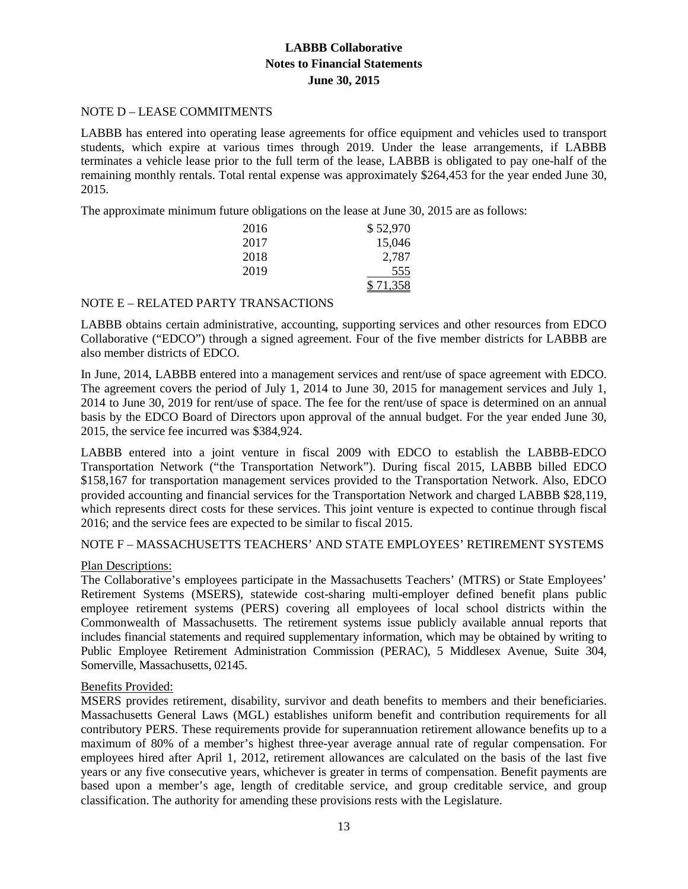**LABBB Collaborative**
**Notes to Financial Statements**
**June 30, 2015**

NOTE D – LEASE COMMITMENTS

LABBB has entered into operating lease agreements for office equipment and vehicles used to transport students, which expire at various times through 2019. Under the lease arrangements, if LABBB terminates a vehicle lease prior to the full term of the lease, LABBB is obligated to pay one-half of the remaining monthly rentals. Total rental expense was approximately $264,453 for the year ended June 30, 2015.

The approximate minimum future obligations on the lease at June 30, 2015 are as follows:

| | |
|---|---|
| 2016 | $ 52,970 |
| 2017 | 15,046 |
| 2018 | 2,787 |
| 2019 | 555 |
| | $ 71,358 |

NOTE E – RELATED PARTY TRANSACTIONS

LABBB obtains certain administrative, accounting, supporting services and other resources from EDCO Collaborative ("EDCO") through a signed agreement. Four of the five member districts for LABBB are also member districts of EDCO.

In June, 2014, LABBB entered into a management services and rent/use of space agreement with EDCO. The agreement covers the period of July 1, 2014 to June 30, 2015 for management services and July 1, 2014 to June 30, 2019 for rent/use of space. The fee for the rent/use of space is determined on an annual basis by the EDCO Board of Directors upon approval of the annual budget. For the year ended June 30, 2015, the service fee incurred was $384,924.

LABBB entered into a joint venture in fiscal 2009 with EDCO to establish the LABBB-EDCO Transportation Network ("the Transportation Network"). During fiscal 2015, LABBB billed EDCO $158,167 for transportation management services provided to the Transportation Network. Also, EDCO provided accounting and financial services for the Transportation Network and charged LABBB $28,119, which represents direct costs for these services. This joint venture is expected to continue through fiscal 2016; and the service fees are expected to be similar to fiscal 2015.

NOTE F – MASSACHUSETTS TEACHERS' AND STATE EMPLOYEES' RETIREMENT SYSTEMS

Plan Descriptions:

The Collaborative's employees participate in the Massachusetts Teachers' (MTRS) or State Employees' Retirement Systems (MSERS), statewide cost-sharing multi-employer defined benefit plans public employee retirement systems (PERS) covering all employees of local school districts within the Commonwealth of Massachusetts. The retirement systems issue publicly available annual reports that includes financial statements and required supplementary information, which may be obtained by writing to Public Employee Retirement Administration Commission (PERAC), 5 Middlesex Avenue, Suite 304, Somerville, Massachusetts, 02145.

Benefits Provided:

MSERS provides retirement, disability, survivor and death benefits to members and their beneficiaries. Massachusetts General Laws (MGL) establishes uniform benefit and contribution requirements for all contributory PERS. These requirements provide for superannuation retirement allowance benefits up to a maximum of 80% of a member's highest three-year average annual rate of regular compensation. For employees hired after April 1, 2012, retirement allowances are calculated on the basis of the last five years or any five consecutive years, whichever is greater in terms of compensation. Benefit payments are based upon a member's age, length of creditable service, and group creditable service, and group classification. The authority for amending these provisions rests with the Legislature.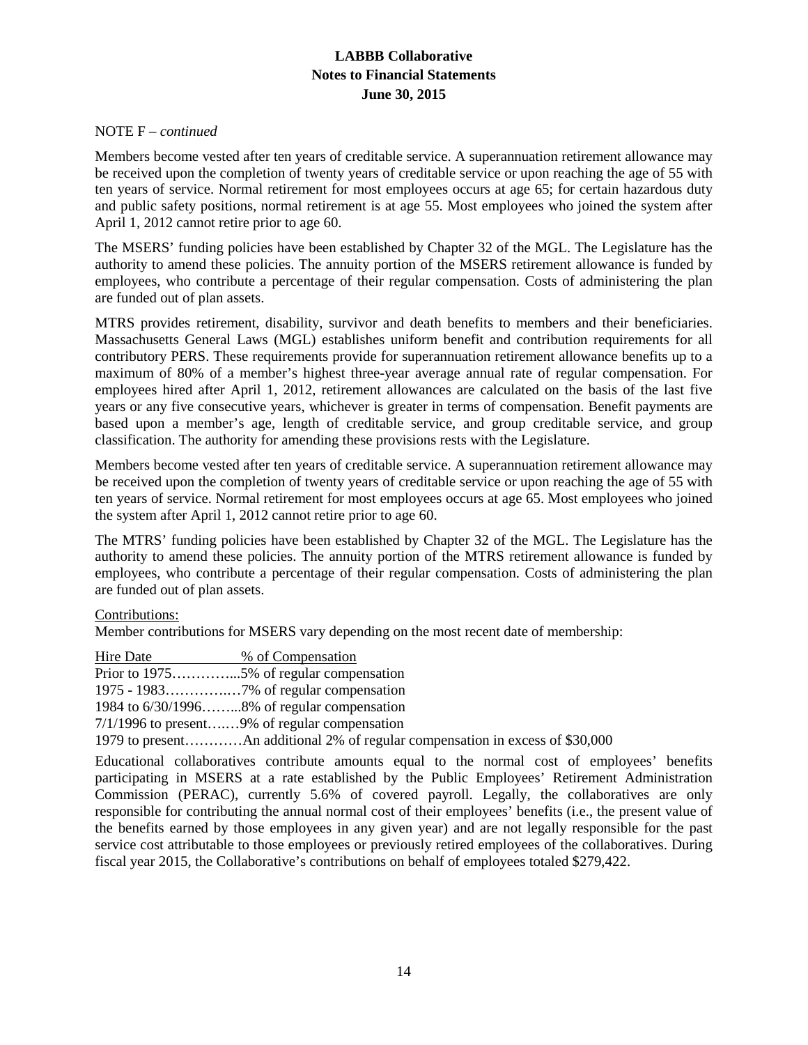NOTE F – *continued*

Members become vested after ten years of creditable service. A superannuation retirement allowance may be received upon the completion of twenty years of creditable service or upon reaching the age of 55 with ten years of service. Normal retirement for most employees occurs at age 65; for certain hazardous duty and public safety positions, normal retirement is at age 55. Most employees who joined the system after April 1, 2012 cannot retire prior to age 60.

The MSERS' funding policies have been established by Chapter 32 of the MGL. The Legislature has the authority to amend these policies. The annuity portion of the MSERS retirement allowance is funded by employees, who contribute a percentage of their regular compensation. Costs of administering the plan are funded out of plan assets.

MTRS provides retirement, disability, survivor and death benefits to members and their beneficiaries. Massachusetts General Laws (MGL) establishes uniform benefit and contribution requirements for all contributory PERS. These requirements provide for superannuation retirement allowance benefits up to a maximum of 80% of a member's highest three-year average annual rate of regular compensation. For employees hired after April 1, 2012, retirement allowances are calculated on the basis of the last five years or any five consecutive years, whichever is greater in terms of compensation. Benefit payments are based upon a member's age, length of creditable service, and group creditable service, and group classification. The authority for amending these provisions rests with the Legislature.

Members become vested after ten years of creditable service. A superannuation retirement allowance may be received upon the completion of twenty years of creditable service or upon reaching the age of 55 with ten years of service. Normal retirement for most employees occurs at age 65. Most employees who joined the system after April 1, 2012 cannot retire prior to age 60.

The MTRS' funding policies have been established by Chapter 32 of the MGL. The Legislature has the authority to amend these policies. The annuity portion of the MTRS retirement allowance is funded by employees, who contribute a percentage of their regular compensation. Costs of administering the plan are funded out of plan assets.

Contributions:

Member contributions for MSERS vary depending on the most recent date of membership:

| Hire Date | % of Compensation |
|---|---|
| Prior to 1975 | 5% of regular compensation |
| 1975 - 1983 | 7% of regular compensation |
| 1984 to 6/30/1996 | 8% of regular compensation |
| 7/1/1996 to present | 9% of regular compensation |
| 1979 to present | An additional 2% of regular compensation in excess of $30,000 |

Educational collaboratives contribute amounts equal to the normal cost of employees' benefits participating in MSERS at a rate established by the Public Employees' Retirement Administration Commission (PERAC), currently 5.6% of covered payroll. Legally, the collaboratives are only responsible for contributing the annual normal cost of their employees' benefits (i.e., the present value of the benefits earned by those employees in any given year) and are not legally responsible for the past service cost attributable to those employees or previously retired employees of the collaboratives. During fiscal year 2015, the Collaborative's contributions on behalf of employees totaled $279,422.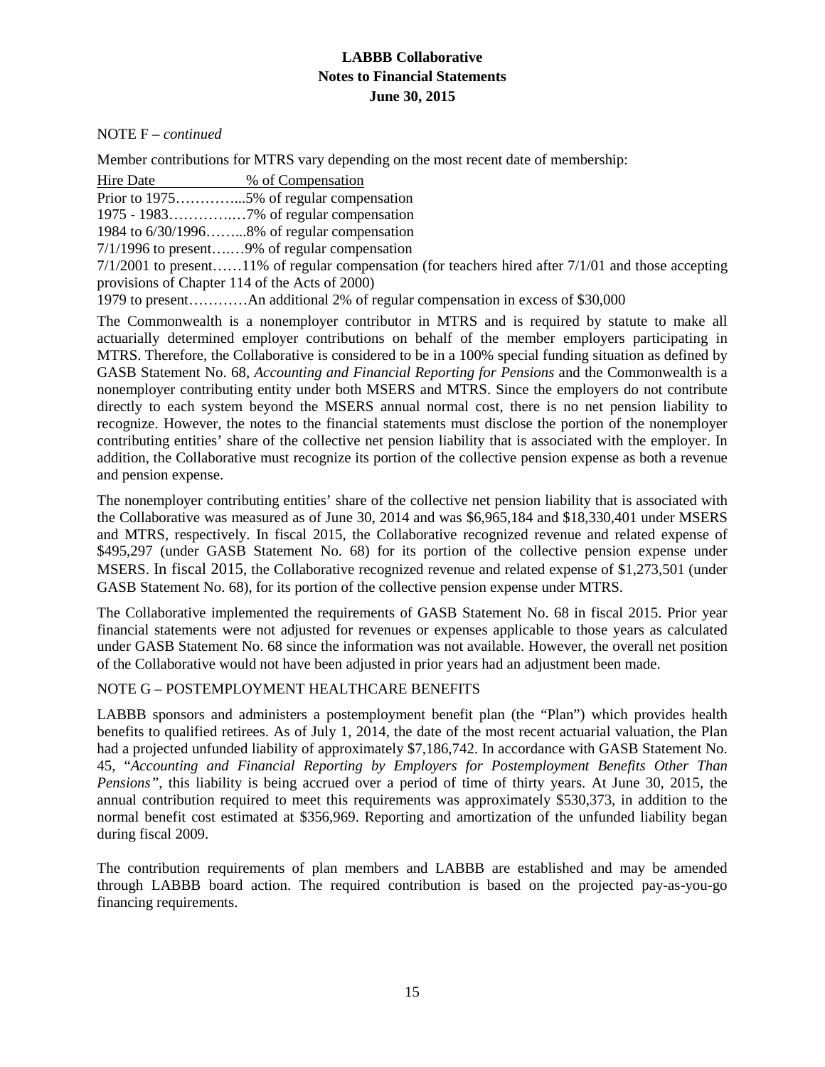**LABBB Collaborative**
**Notes to Financial Statements**
**June 30, 2015**

NOTE F – *continued*

Member contributions for MTRS vary depending on the most recent date of membership:

Hire Date % of Compensation

Prior to 1975…………...5% of regular compensation
1975 - 1983………….…7% of regular compensation
1984 to 6/30/1996……...8% of regular compensation
7/1/1996 to present…..…9% of regular compensation
7/1/2001 to present……11% of regular compensation (for teachers hired after 7/1/01 and those accepting provisions of Chapter 114 of the Acts of 2000)
1979 to present…………An additional 2% of regular compensation in excess of $30,000

The Commonwealth is a nonemployer contributor in MTRS and is required by statute to make all actuarially determined employer contributions on behalf of the member employers participating in MTRS. Therefore, the Collaborative is considered to be in a 100% special funding situation as defined by GASB Statement No. 68, *Accounting and Financial Reporting for Pensions* and the Commonwealth is a nonemployer contributing entity under both MSERS and MTRS. Since the employers do not contribute directly to each system beyond the MSERS annual normal cost, there is no net pension liability to recognize. However, the notes to the financial statements must disclose the portion of the nonemployer contributing entities' share of the collective net pension liability that is associated with the employer. In addition, the Collaborative must recognize its portion of the collective pension expense as both a revenue and pension expense.

The nonemployer contributing entities' share of the collective net pension liability that is associated with the Collaborative was measured as of June 30, 2014 and was $6,965,184 and $18,330,401 under MSERS and MTRS, respectively. In fiscal 2015, the Collaborative recognized revenue and related expense of $495,297 (under GASB Statement No. 68) for its portion of the collective pension expense under MSERS. In fiscal 2015, the Collaborative recognized revenue and related expense of $1,273,501 (under GASB Statement No. 68), for its portion of the collective pension expense under MTRS.

The Collaborative implemented the requirements of GASB Statement No. 68 in fiscal 2015. Prior year financial statements were not adjusted for revenues or expenses applicable to those years as calculated under GASB Statement No. 68 since the information was not available. However, the overall net position of the Collaborative would not have been adjusted in prior years had an adjustment been made.

NOTE G – POSTEMPLOYMENT HEALTHCARE BENEFITS

LABBB sponsors and administers a postemployment benefit plan (the "Plan") which provides health benefits to qualified retirees. As of July 1, 2014, the date of the most recent actuarial valuation, the Plan had a projected unfunded liability of approximately $7,186,742. In accordance with GASB Statement No. 45, "*Accounting and Financial Reporting by Employers for Postemployment Benefits Other Than Pensions"*, this liability is being accrued over a period of time of thirty years. At June 30, 2015, the annual contribution required to meet this requirements was approximately $530,373, in addition to the normal benefit cost estimated at $356,969. Reporting and amortization of the unfunded liability began during fiscal 2009.

The contribution requirements of plan members and LABBB are established and may be amended through LABBB board action. The required contribution is based on the projected pay-as-you-go financing requirements.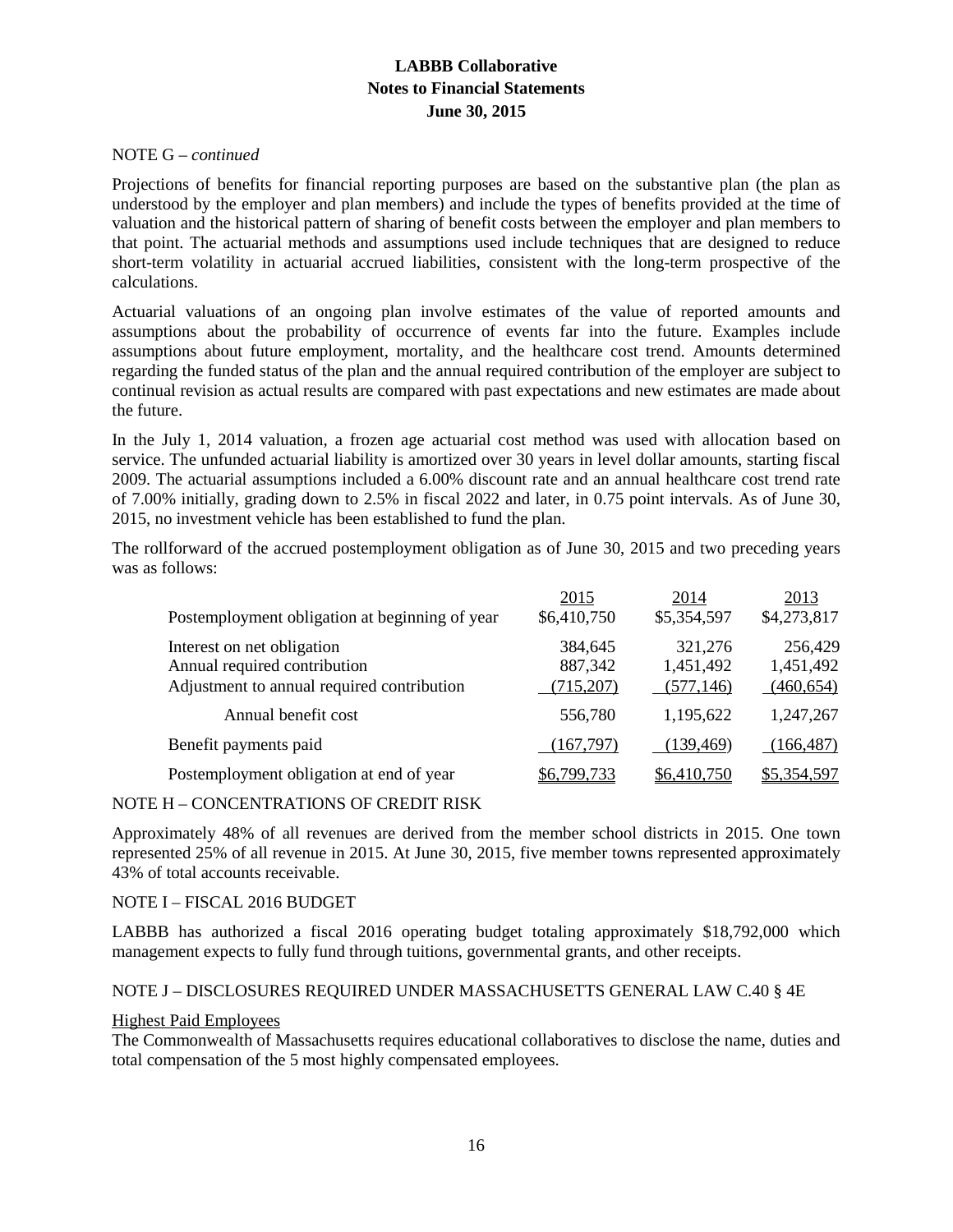NOTE G – *continued*

Projections of benefits for financial reporting purposes are based on the substantive plan (the plan as understood by the employer and plan members) and include the types of benefits provided at the time of valuation and the historical pattern of sharing of benefit costs between the employer and plan members to that point. The actuarial methods and assumptions used include techniques that are designed to reduce short-term volatility in actuarial accrued liabilities, consistent with the long-term prospective of the calculations.

Actuarial valuations of an ongoing plan involve estimates of the value of reported amounts and assumptions about the probability of occurrence of events far into the future. Examples include assumptions about future employment, mortality, and the healthcare cost trend. Amounts determined regarding the funded status of the plan and the annual required contribution of the employer are subject to continual revision as actual results are compared with past expectations and new estimates are made about the future.

In the July 1, 2014 valuation, a frozen age actuarial cost method was used with allocation based on service. The unfunded actuarial liability is amortized over 30 years in level dollar amounts, starting fiscal 2009. The actuarial assumptions included a 6.00% discount rate and an annual healthcare cost trend rate of 7.00% initially, grading down to 2.5% in fiscal 2022 and later, in 0.75 point intervals. As of June 30, 2015, no investment vehicle has been established to fund the plan.

The rollforward of the accrued postemployment obligation as of June 30, 2015 and two preceding years was as follows:

| | 2015 | 2014 | 2013 |
|---|---|---|---|
| Postemployment obligation at beginning of year | $6,410,750 | $5,354,597 | $4,273,817 |
| Interest on net obligation | 384,645 | 321,276 | 256,429 |
| Annual required contribution | 887,342 | 1,451,492 | 1,451,492 |
| Adjustment to annual required contribution | (715,207) | (577,146) | (460,654) |
| Annual benefit cost | 556,780 | 1,195,622 | 1,247,267 |
| Benefit payments paid | (167,797) | (139,469) | (166,487) |
| Postemployment obligation at end of year | $6,799,733 | $6,410,750 | $5,354,597 |

NOTE H – CONCENTRATIONS OF CREDIT RISK

Approximately 48% of all revenues are derived from the member school districts in 2015. One town represented 25% of all revenue in 2015. At June 30, 2015, five member towns represented approximately 43% of total accounts receivable.

NOTE I – FISCAL 2016 BUDGET

LABBB has authorized a fiscal 2016 operating budget totaling approximately $18,792,000 which management expects to fully fund through tuitions, governmental grants, and other receipts.

NOTE J – DISCLOSURES REQUIRED UNDER MASSACHUSETTS GENERAL LAW C.40 § 4E

Highest Paid Employees

The Commonwealth of Massachusetts requires educational collaboratives to disclose the name, duties and total compensation of the 5 most highly compensated employees.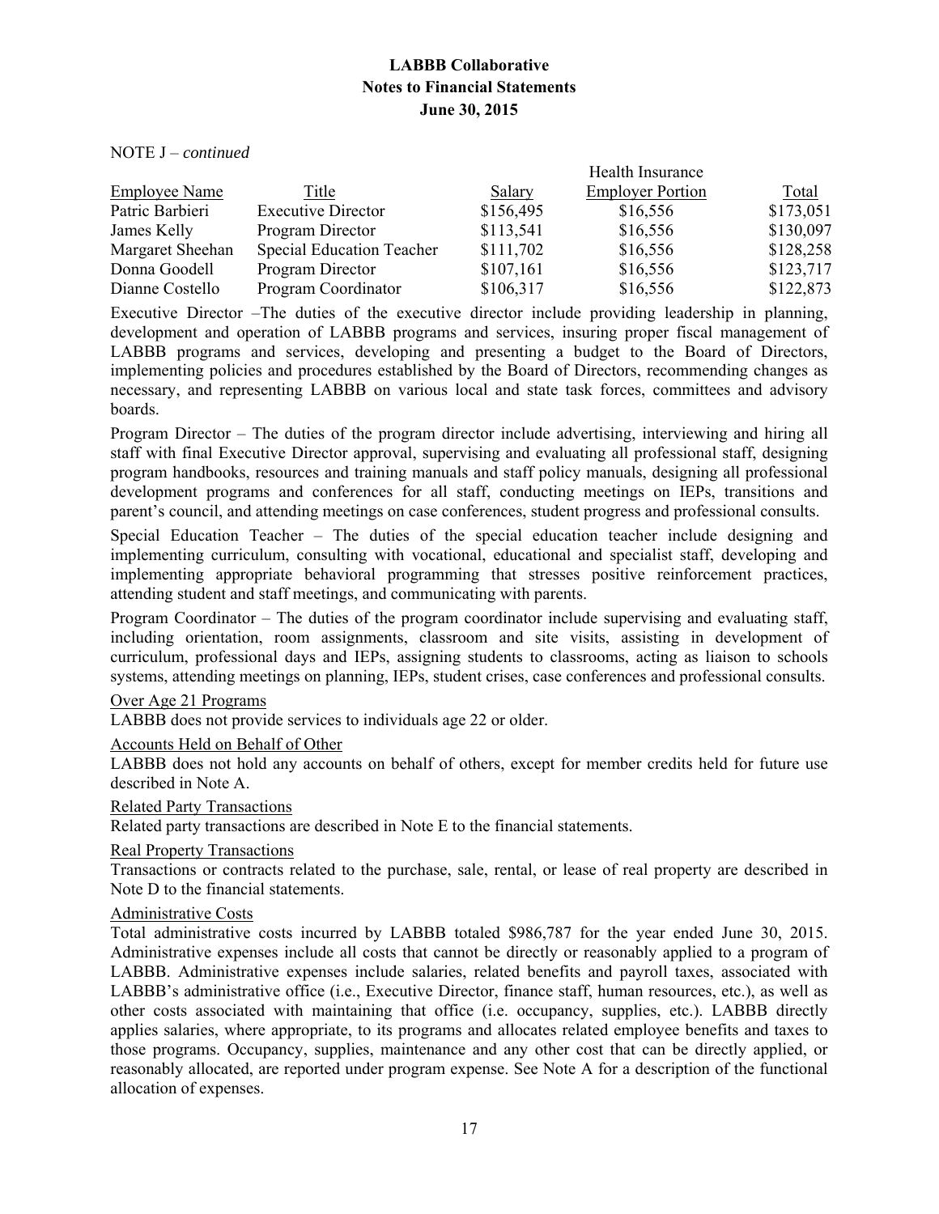# LABBB Collaborative
## Notes to Financial Statements
## June 30, 2015

NOTE J – *continued*

| Employee Name | Title | Salary | Health Insurance Employer Portion | Total |
|---|---|---|---|---|
| Patric Barbieri | Executive Director | $156,495 | $16,556 | $173,051 |
| James Kelly | Program Director | $113,541 | $16,556 | $130,097 |
| Margaret Sheehan | Special Education Teacher | $111,702 | $16,556 | $128,258 |
| Donna Goodell | Program Director | $107,161 | $16,556 | $123,717 |
| Dianne Costello | Program Coordinator | $106,317 | $16,556 | $122,873 |

Executive Director –The duties of the executive director include providing leadership in planning, development and operation of LABBB programs and services, insuring proper fiscal management of LABBB programs and services, developing and presenting a budget to the Board of Directors, implementing policies and procedures established by the Board of Directors, recommending changes as necessary, and representing LABBB on various local and state task forces, committees and advisory boards.

Program Director – The duties of the program director include advertising, interviewing and hiring all staff with final Executive Director approval, supervising and evaluating all professional staff, designing program handbooks, resources and training manuals and staff policy manuals, designing all professional development programs and conferences for all staff, conducting meetings on IEPs, transitions and parent's council, and attending meetings on case conferences, student progress and professional consults.

Special Education Teacher – The duties of the special education teacher include designing and implementing curriculum, consulting with vocational, educational and specialist staff, developing and implementing appropriate behavioral programming that stresses positive reinforcement practices, attending student and staff meetings, and communicating with parents.

Program Coordinator – The duties of the program coordinator include supervising and evaluating staff, including orientation, room assignments, classroom and site visits, assisting in development of curriculum, professional days and IEPs, assigning students to classrooms, acting as liaison to schools systems, attending meetings on planning, IEPs, student crises, case conferences and professional consults.

Over Age 21 Programs

LABBB does not provide services to individuals age 22 or older.

Accounts Held on Behalf of Other

LABBB does not hold any accounts on behalf of others, except for member credits held for future use described in Note A.

Related Party Transactions

Related party transactions are described in Note E to the financial statements.

Real Property Transactions

Transactions or contracts related to the purchase, sale, rental, or lease of real property are described in Note D to the financial statements.

Administrative Costs

Total administrative costs incurred by LABBB totaled $986,787 for the year ended June 30, 2015. Administrative expenses include all costs that cannot be directly or reasonably applied to a program of LABBB. Administrative expenses include salaries, related benefits and payroll taxes, associated with LABBB's administrative office (i.e., Executive Director, finance staff, human resources, etc.), as well as other costs associated with maintaining that office (i.e. occupancy, supplies, etc.). LABBB directly applies salaries, where appropriate, to its programs and allocates related employee benefits and taxes to those programs. Occupancy, supplies, maintenance and any other cost that can be directly applied, or reasonably allocated, are reported under program expense. See Note A for a description of the functional allocation of expenses.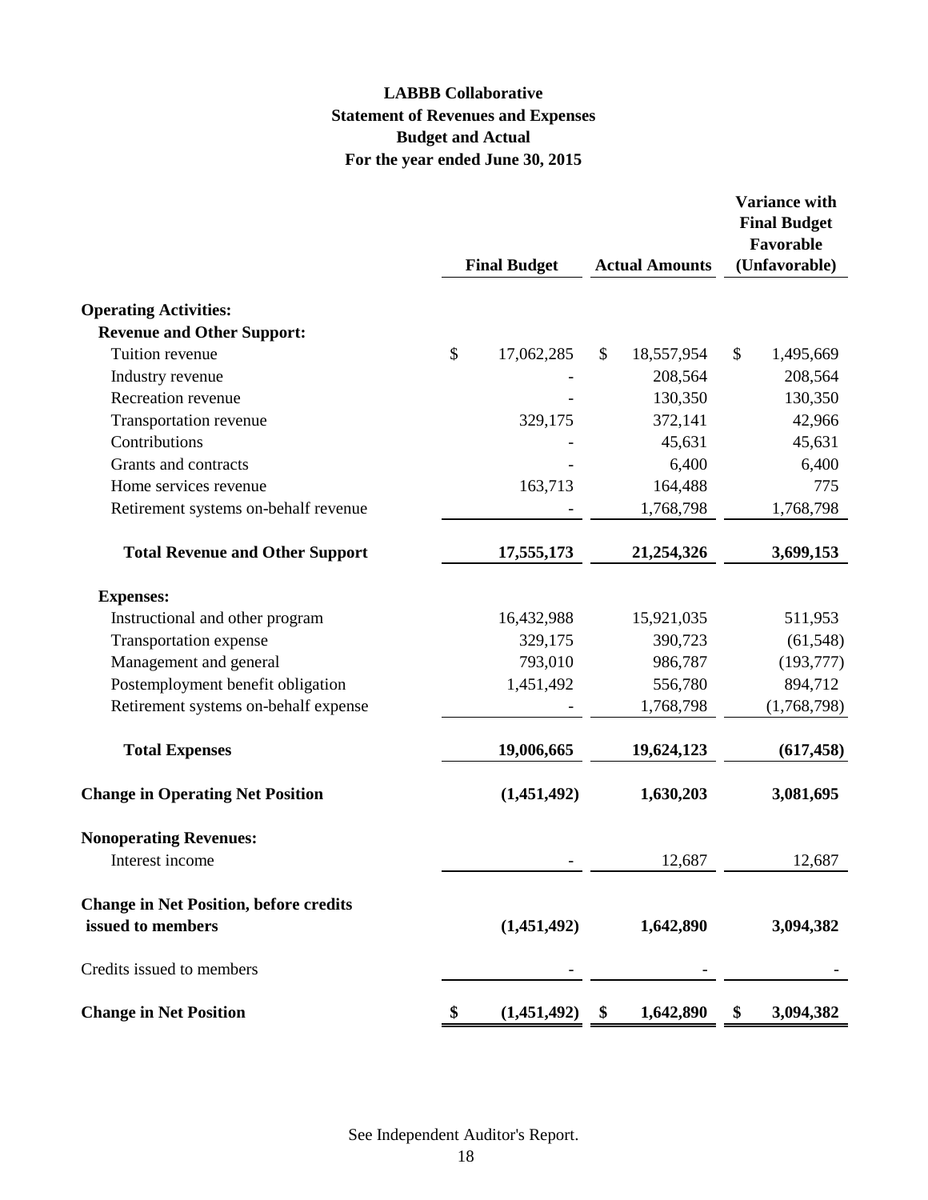**LABBB Collaborative**
**Statement of Revenues and Expenses**
**Budget and Actual**
**For the year ended June 30, 2015**

| | Final Budget | Actual Amounts | Variance with Final Budget Favorable (Unfavorable) |
|---|---|---|---|
| **Operating Activities:** | | | |
| **Revenue and Other Support:** | | | |
| Tuition revenue | $ 17,062,285 | $ 18,557,954 | $ 1,495,669 |
| Industry revenue | - | 208,564 | 208,564 |
| Recreation revenue | - | 130,350 | 130,350 |
| Transportation revenue | 329,175 | 372,141 | 42,966 |
| Contributions | - | 45,631 | 45,631 |
| Grants and contracts | - | 6,400 | 6,400 |
| Home services revenue | 163,713 | 164,488 | 775 |
| Retirement systems on-behalf revenue | - | 1,768,798 | 1,768,798 |
| **Total Revenue and Other Support** | **17,555,173** | **21,254,326** | **3,699,153** |
| **Expenses:** | | | |
| Instructional and other program | 16,432,988 | 15,921,035 | 511,953 |
| Transportation expense | 329,175 | 390,723 | (61,548) |
| Management and general | 793,010 | 986,787 | (193,777) |
| Postemployment benefit obligation | 1,451,492 | 556,780 | 894,712 |
| Retirement systems on-behalf expense | - | 1,768,798 | (1,768,798) |
| **Total Expenses** | **19,006,665** | **19,624,123** | **(617,458)** |
| **Change in Operating Net Position** | **(1,451,492)** | **1,630,203** | **3,081,695** |
| **Nonoperating Revenues:** | | | |
| Interest income | - | 12,687 | 12,687 |
| **Change in Net Position, before credits issued to members** | **(1,451,492)** | **1,642,890** | **3,094,382** |
| Credits issued to members | - | - | - |
| **Change in Net Position** | **$ (1,451,492)** | **$ 1,642,890** | **$ 3,094,382** |

See Independent Auditor's Report.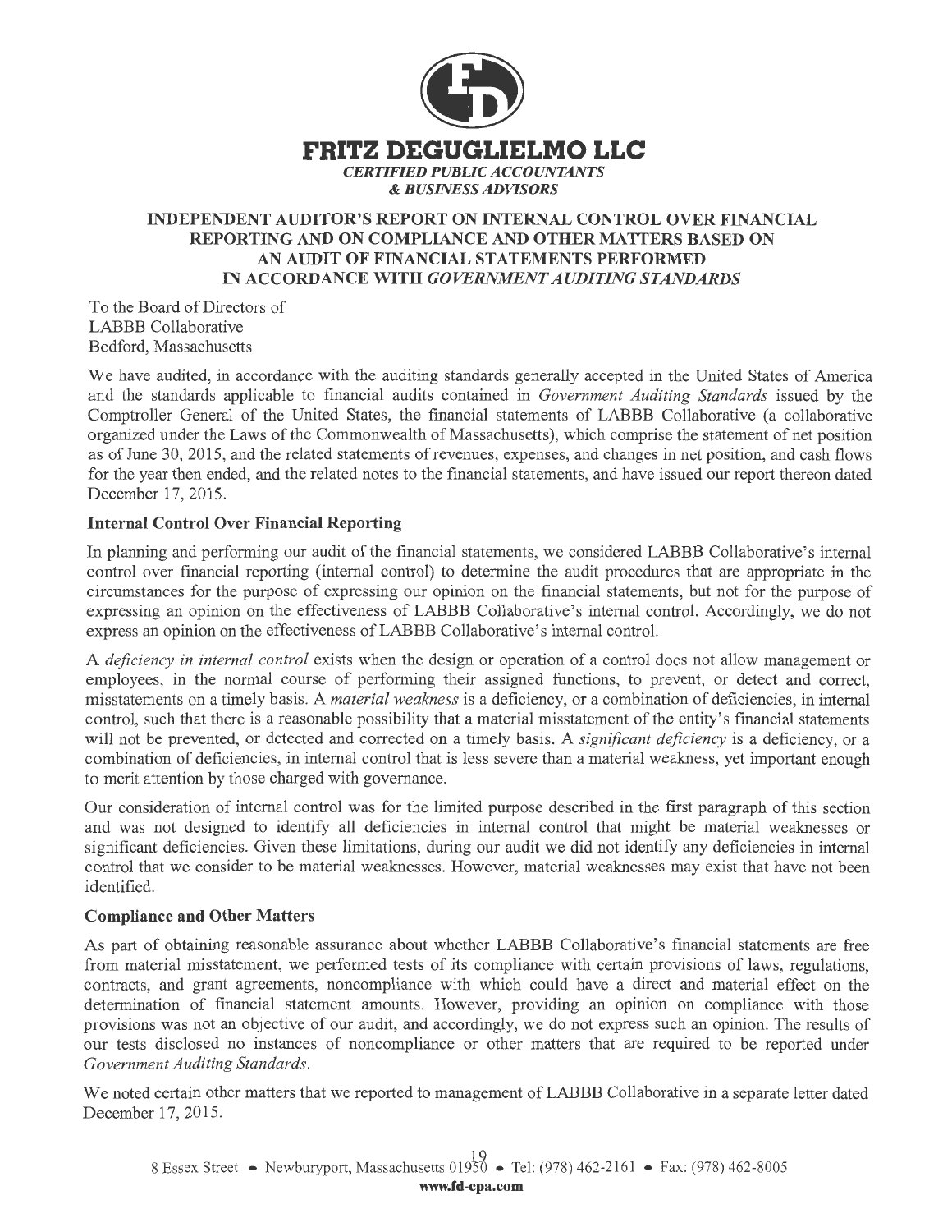# FRITZ DEGUGLIELMO LLC

*CERTIFIED PUBLIC ACCOUNTANTS*
*& BUSINESS ADVISORS*

## INDEPENDENT AUDITOR'S REPORT ON INTERNAL CONTROL OVER FINANCIAL REPORTING AND ON COMPLIANCE AND OTHER MATTERS BASED ON AN AUDIT OF FINANCIAL STATEMENTS PERFORMED IN ACCORDANCE WITH *GOVERNMENT AUDITING STANDARDS*

To the Board of Directors of
LABBB Collaborative
Bedford, Massachusetts

We have audited, in accordance with the auditing standards generally accepted in the United States of America and the standards applicable to financial audits contained in *Government Auditing Standards* issued by the Comptroller General of the United States, the financial statements of LABBB Collaborative (a collaborative organized under the Laws of the Commonwealth of Massachusetts), which comprise the statement of net position as of June 30, 2015, and the related statements of revenues, expenses, and changes in net position, and cash flows for the year then ended, and the related notes to the financial statements, and have issued our report thereon dated December 17, 2015.

### Internal Control Over Financial Reporting

In planning and performing our audit of the financial statements, we considered LABBB Collaborative's internal control over financial reporting (internal control) to determine the audit procedures that are appropriate in the circumstances for the purpose of expressing our opinion on the financial statements, but not for the purpose of expressing an opinion on the effectiveness of LABBB Collaborative's internal control. Accordingly, we do not express an opinion on the effectiveness of LABBB Collaborative's internal control.

A *deficiency in internal control* exists when the design or operation of a control does not allow management or employees, in the normal course of performing their assigned functions, to prevent, or detect and correct, misstatements on a timely basis. A *material weakness* is a deficiency, or a combination of deficiencies, in internal control, such that there is a reasonable possibility that a material misstatement of the entity's financial statements will not be prevented, or detected and corrected on a timely basis. A *significant deficiency* is a deficiency, or a combination of deficiencies, in internal control that is less severe than a material weakness, yet important enough to merit attention by those charged with governance.

Our consideration of internal control was for the limited purpose described in the first paragraph of this section and was not designed to identify all deficiencies in internal control that might be material weaknesses or significant deficiencies. Given these limitations, during our audit we did not identify any deficiencies in internal control that we consider to be material weaknesses. However, material weaknesses may exist that have not been identified.

### Compliance and Other Matters

As part of obtaining reasonable assurance about whether LABBB Collaborative's financial statements are free from material misstatement, we performed tests of its compliance with certain provisions of laws, regulations, contracts, and grant agreements, noncompliance with which could have a direct and material effect on the determination of financial statement amounts. However, providing an opinion on compliance with those provisions was not an objective of our audit, and accordingly, we do not express such an opinion. The results of our tests disclosed no instances of noncompliance or other matters that are required to be reported under *Government Auditing Standards*.

We noted certain other matters that we reported to management of LABBB Collaborative in a separate letter dated December 17, 2015.

8 Essex Street • Newburyport, Massachusetts 01950 • Tel: (978) 462-2161 • Fax: (978) 462-8005
**www.fd-cpa.com**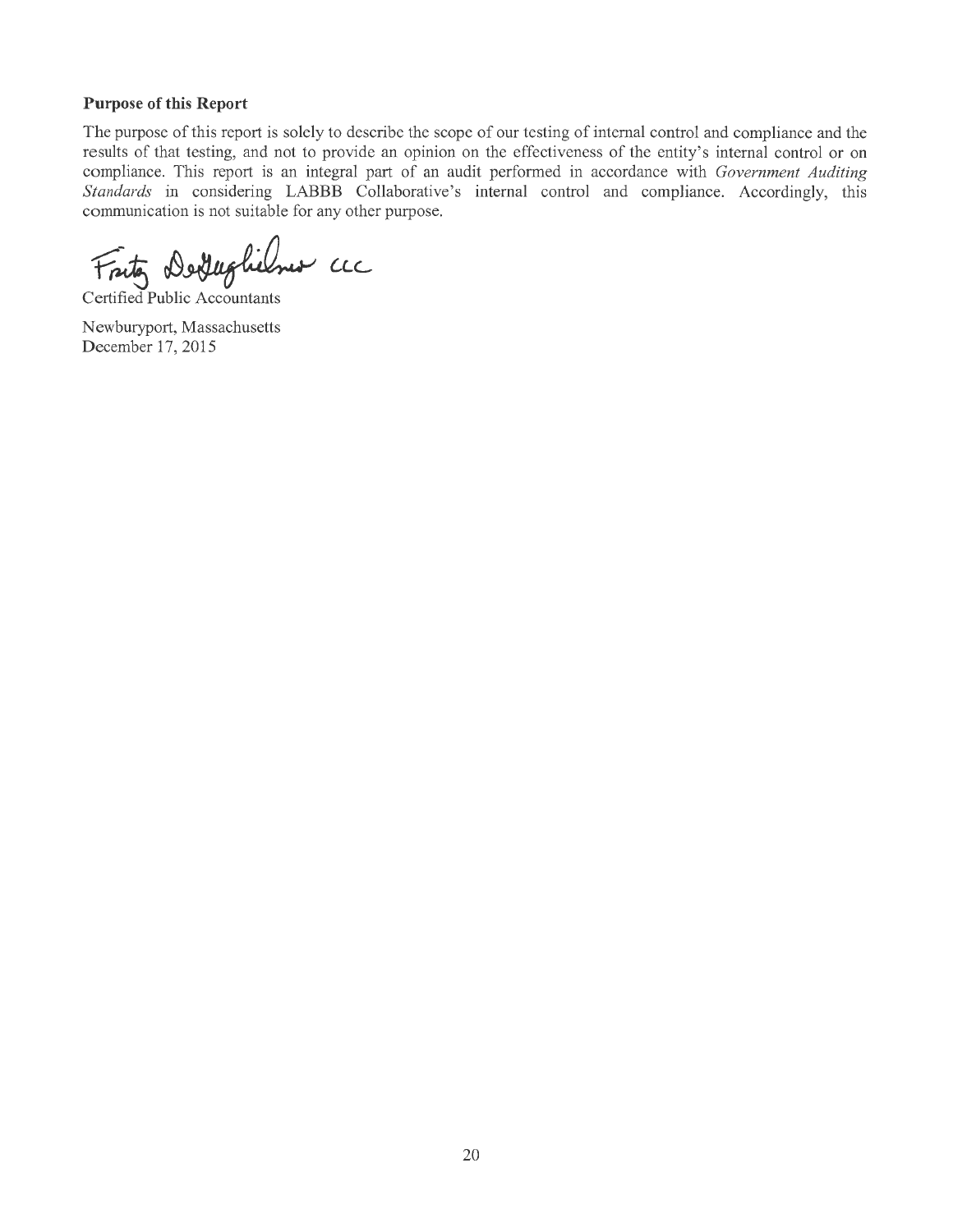**Purpose of this Report**

The purpose of this report is solely to describe the scope of our testing of internal control and compliance and the results of that testing, and not to provide an opinion on the effectiveness of the entity's internal control or on compliance. This report is an integral part of an audit performed in accordance with *Government Auditing Standards* in considering LABBB Collaborative's internal control and compliance. Accordingly, this communication is not suitable for any other purpose.

Fritz DeGuglielmo LLC

Certified Public Accountants

Newburyport, Massachusetts
December 17, 2015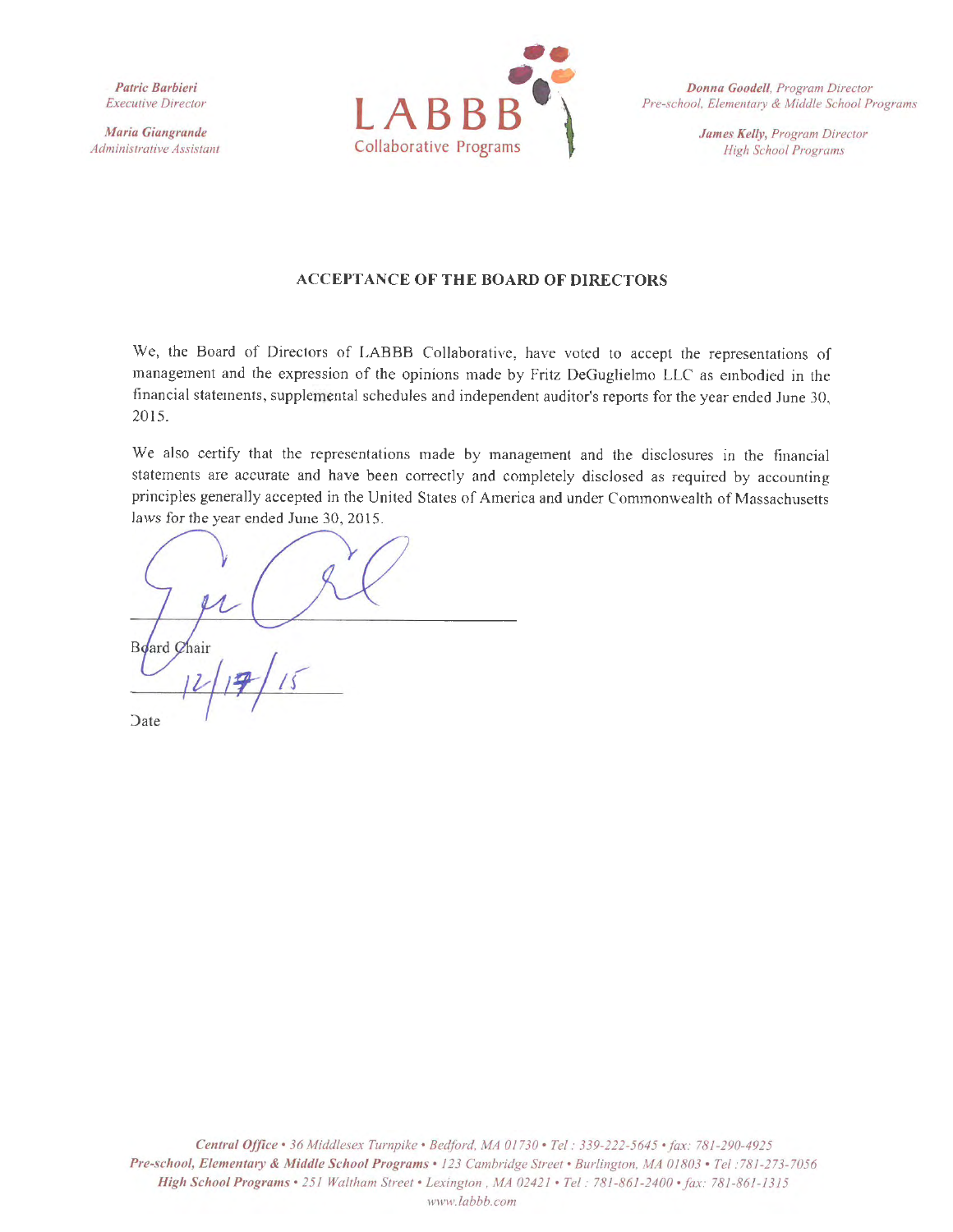*Patric Barbieri*
*Executive Director*

*Maria Giangrande*
*Administrative Assistant*

LABBB
Collaborative Programs

*Donna Goodell, Program Director*
*Pre-school, Elementary & Middle School Programs*

*James Kelly, Program Director*
*High School Programs*

## ACCEPTANCE OF THE BOARD OF DIRECTORS

We, the Board of Directors of LABBB Collaborative, have voted to accept the representations of management and the expression of the opinions made by Fritz DeGuglielmo LLC as embodied in the financial statements, supplemental schedules and independent auditor's reports for the year ended June 30, 2015.

We also certify that the representations made by management and the disclosures in the financial statements are accurate and have been correctly and completely disclosed as required by accounting principles generally accepted in the United States of America and under Commonwealth of Massachusetts laws for the year ended June 30, 2015.

______________________________
Board Chair

12/17/15
______________________________
Date

*Central Office • 36 Middlesex Turnpike • Bedford, MA 01730 • Tel : 339-222-5645 • fax: 781-290-4925*
*Pre-school, Elementary & Middle School Programs • 123 Cambridge Street • Burlington, MA 01803 • Tel :781-273-7056*
*High School Programs • 251 Waltham Street • Lexington , MA 02421 • Tel : 781-861-2400 • fax: 781-861-1315*
*www.labbb.com*